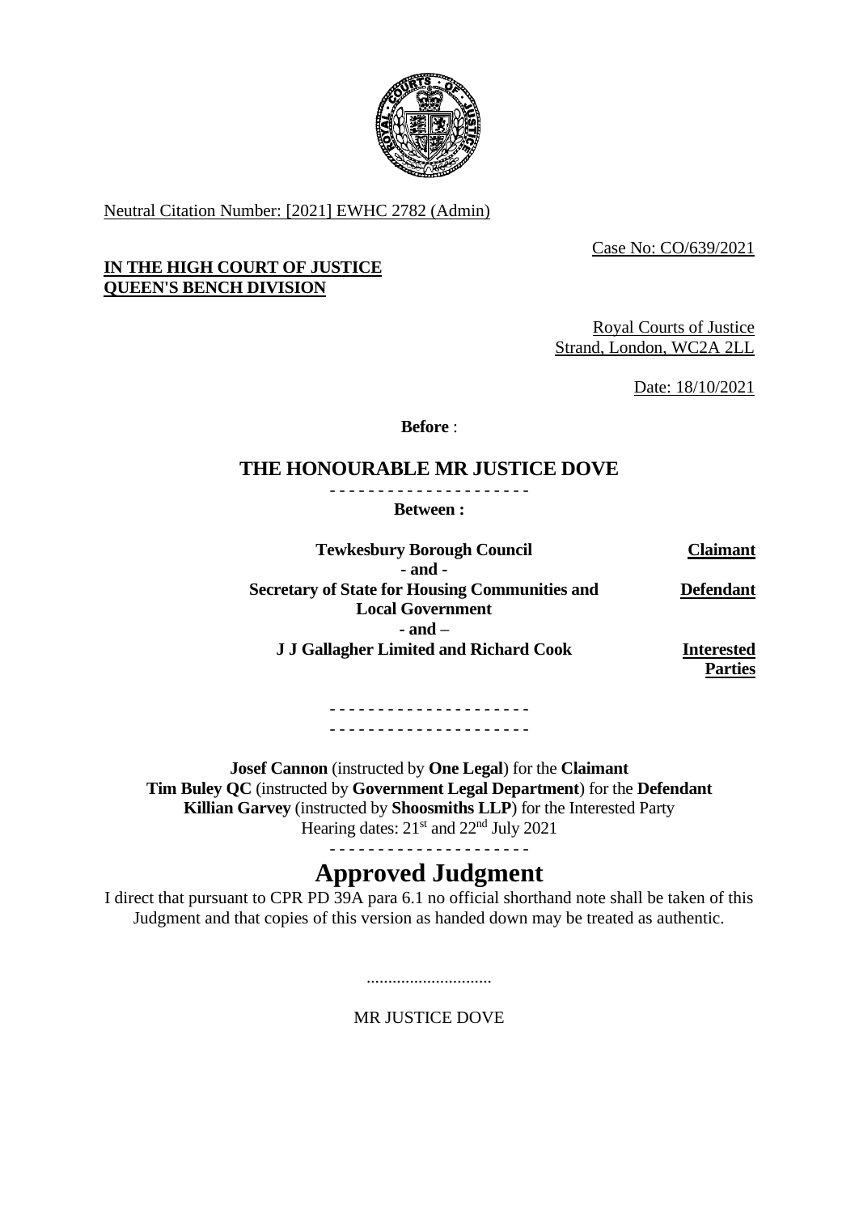Neutral Citation Number: [2021] EWHC 2782 (Admin)

Case No: CO/639/2021

**IN THE HIGH COURT OF JUSTICE**
**QUEEN'S BENCH DIVISION**

Royal Courts of Justice
Strand, London, WC2A 2LL

Date: 18/10/2021

**Before** :

## THE HONOURABLE MR JUSTICE DOVE

- - - - - - - - - - - - - - - - - - - - -

**Between :**

| | |
|---|---|
| **Tewkesbury Borough Council** | **Claimant** |
| **- and -** | |
| **Secretary of State for Housing Communities and Local Government** | **Defendant** |
| **- and –** | |
| **J J Gallagher Limited and Richard Cook** | **Interested Parties** |

- - - - - - - - - - - - - - - - - - - - -
- - - - - - - - - - - - - - - - - - - - -

**Josef Cannon** (instructed by **One Legal**) for the **Claimant**
**Tim Buley QC** (instructed by **Government Legal Department**) for the **Defendant**
**Killian Garvey** (instructed by **Shoosmiths LLP**) for the Interested Party
Hearing dates: 21st and 22nd July 2021

- - - - - - - - - - - - - - - - - - - - -

# Approved Judgment

I direct that pursuant to CPR PD 39A para 6.1 no official shorthand note shall be taken of this Judgment and that copies of this version as handed down may be treated as authentic.

.............................

MR JUSTICE DOVE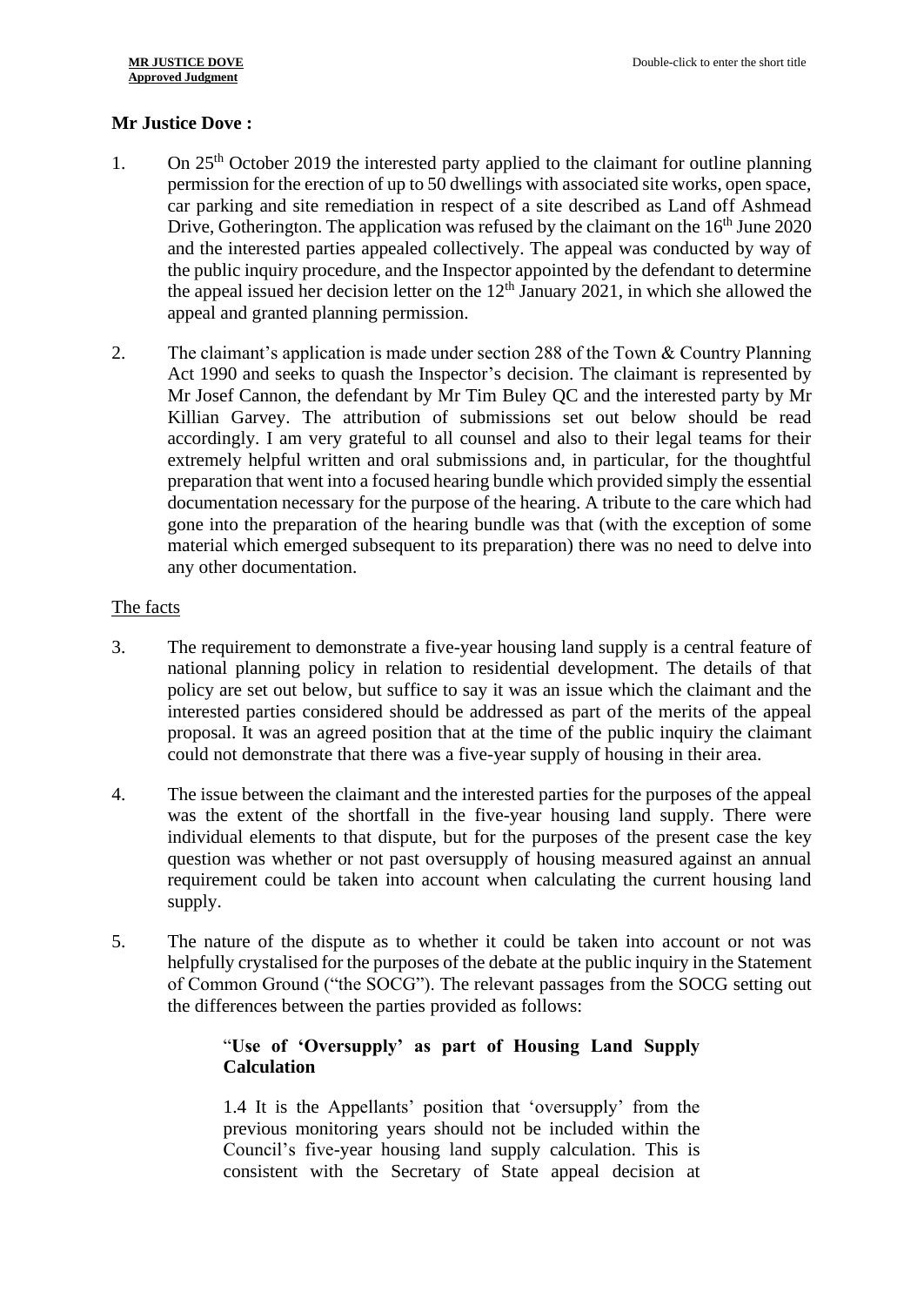## Mr Justice Dove :

1. On 25th October 2019 the interested party applied to the claimant for outline planning permission for the erection of up to 50 dwellings with associated site works, open space, car parking and site remediation in respect of a site described as Land off Ashmead Drive, Gotherington. The application was refused by the claimant on the 16th June 2020 and the interested parties appealed collectively. The appeal was conducted by way of the public inquiry procedure, and the Inspector appointed by the defendant to determine the appeal issued her decision letter on the 12th January 2021, in which she allowed the appeal and granted planning permission.

2. The claimant's application is made under section 288 of the Town & Country Planning Act 1990 and seeks to quash the Inspector's decision. The claimant is represented by Mr Josef Cannon, the defendant by Mr Tim Buley QC and the interested party by Mr Killian Garvey. The attribution of submissions set out below should be read accordingly. I am very grateful to all counsel and also to their legal teams for their extremely helpful written and oral submissions and, in particular, for the thoughtful preparation that went into a focused hearing bundle which provided simply the essential documentation necessary for the purpose of the hearing. A tribute to the care which had gone into the preparation of the hearing bundle was that (with the exception of some material which emerged subsequent to its preparation) there was no need to delve into any other documentation.

### The facts

3. The requirement to demonstrate a five-year housing land supply is a central feature of national planning policy in relation to residential development. The details of that policy are set out below, but suffice to say it was an issue which the claimant and the interested parties considered should be addressed as part of the merits of the appeal proposal. It was an agreed position that at the time of the public inquiry the claimant could not demonstrate that there was a five-year supply of housing in their area.

4. The issue between the claimant and the interested parties for the purposes of the appeal was the extent of the shortfall in the five-year housing land supply. There were individual elements to that dispute, but for the purposes of the present case the key question was whether or not past oversupply of housing measured against an annual requirement could be taken into account when calculating the current housing land supply.

5. The nature of the dispute as to whether it could be taken into account or not was helpfully crystalised for the purposes of the debate at the public inquiry in the Statement of Common Ground ("the SOCG"). The relevant passages from the SOCG setting out the differences between the parties provided as follows:

> "**Use of 'Oversupply' as part of Housing Land Supply Calculation**
>
> 1.4 It is the Appellants' position that 'oversupply' from the previous monitoring years should not be included within the Council's five-year housing land supply calculation. This is consistent with the Secretary of State appeal decision at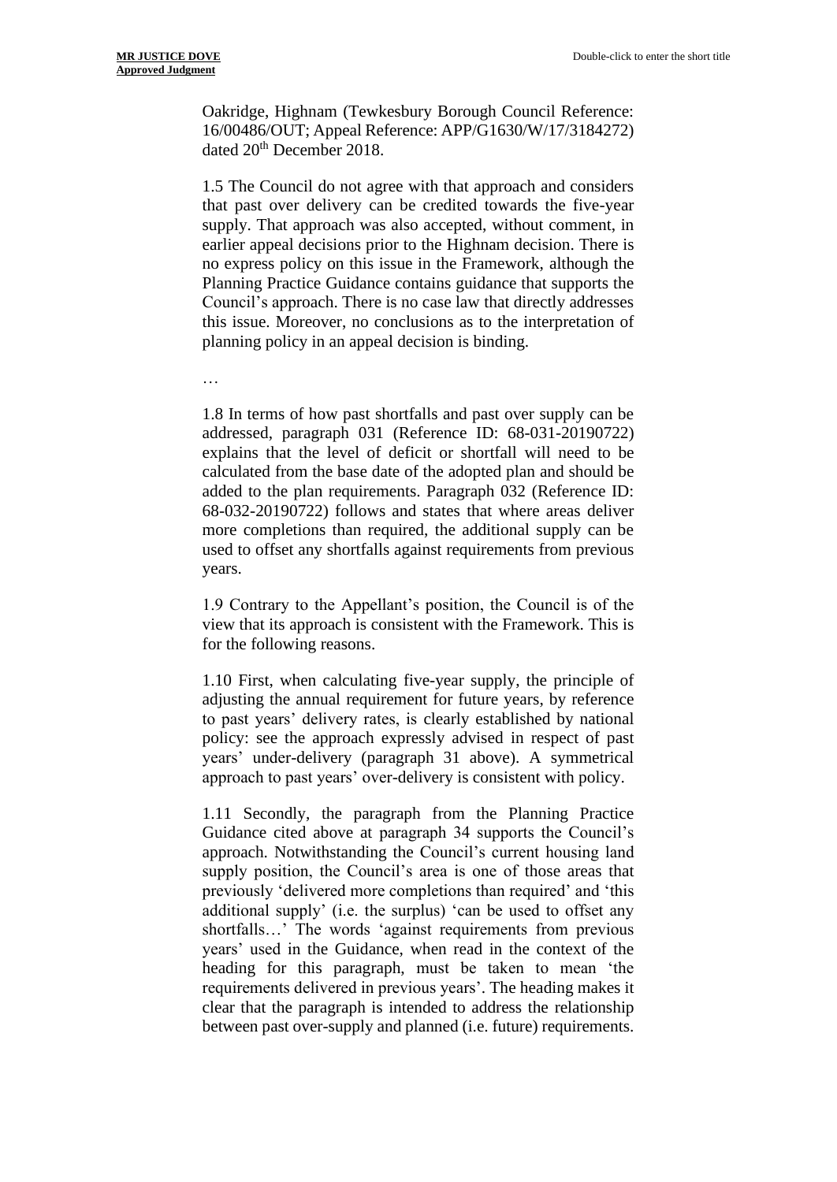Oakridge, Highnam (Tewkesbury Borough Council Reference: 16/00486/OUT; Appeal Reference: APP/G1630/W/17/3184272) dated 20th December 2018.

1.5 The Council do not agree with that approach and considers that past over delivery can be credited towards the five-year supply. That approach was also accepted, without comment, in earlier appeal decisions prior to the Highnam decision. There is no express policy on this issue in the Framework, although the Planning Practice Guidance contains guidance that supports the Council's approach. There is no case law that directly addresses this issue. Moreover, no conclusions as to the interpretation of planning policy in an appeal decision is binding.

…

1.8 In terms of how past shortfalls and past over supply can be addressed, paragraph 031 (Reference ID: 68-031-20190722) explains that the level of deficit or shortfall will need to be calculated from the base date of the adopted plan and should be added to the plan requirements. Paragraph 032 (Reference ID: 68-032-20190722) follows and states that where areas deliver more completions than required, the additional supply can be used to offset any shortfalls against requirements from previous years.

1.9 Contrary to the Appellant's position, the Council is of the view that its approach is consistent with the Framework. This is for the following reasons.

1.10 First, when calculating five-year supply, the principle of adjusting the annual requirement for future years, by reference to past years' delivery rates, is clearly established by national policy: see the approach expressly advised in respect of past years' under-delivery (paragraph 31 above). A symmetrical approach to past years' over-delivery is consistent with policy.

1.11 Secondly, the paragraph from the Planning Practice Guidance cited above at paragraph 34 supports the Council's approach. Notwithstanding the Council's current housing land supply position, the Council's area is one of those areas that previously 'delivered more completions than required' and 'this additional supply' (i.e. the surplus) 'can be used to offset any shortfalls…' The words 'against requirements from previous years' used in the Guidance, when read in the context of the heading for this paragraph, must be taken to mean 'the requirements delivered in previous years'. The heading makes it clear that the paragraph is intended to address the relationship between past over-supply and planned (i.e. future) requirements.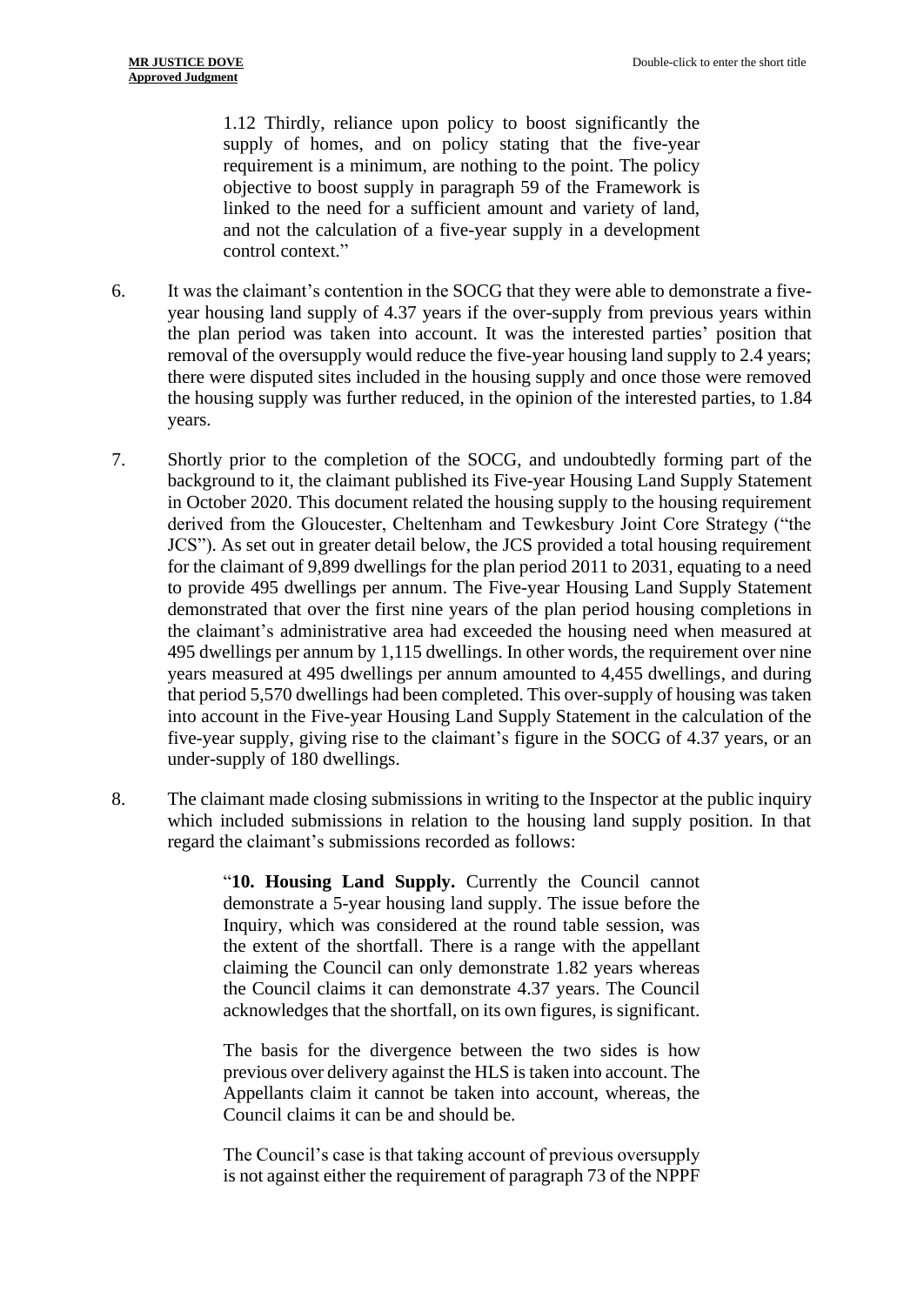> 1.12 Thirdly, reliance upon policy to boost significantly the supply of homes, and on policy stating that the five-year requirement is a minimum, are nothing to the point. The policy objective to boost supply in paragraph 59 of the Framework is linked to the need for a sufficient amount and variety of land, and not the calculation of a five-year supply in a development control context."

6. It was the claimant's contention in the SOCG that they were able to demonstrate a five-year housing land supply of 4.37 years if the over-supply from previous years within the plan period was taken into account. It was the interested parties' position that removal of the oversupply would reduce the five-year housing land supply to 2.4 years; there were disputed sites included in the housing supply and once those were removed the housing supply was further reduced, in the opinion of the interested parties, to 1.84 years.

7. Shortly prior to the completion of the SOCG, and undoubtedly forming part of the background to it, the claimant published its Five-year Housing Land Supply Statement in October 2020. This document related the housing supply to the housing requirement derived from the Gloucester, Cheltenham and Tewkesbury Joint Core Strategy ("the JCS"). As set out in greater detail below, the JCS provided a total housing requirement for the claimant of 9,899 dwellings for the plan period 2011 to 2031, equating to a need to provide 495 dwellings per annum. The Five-year Housing Land Supply Statement demonstrated that over the first nine years of the plan period housing completions in the claimant's administrative area had exceeded the housing need when measured at 495 dwellings per annum by 1,115 dwellings. In other words, the requirement over nine years measured at 495 dwellings per annum amounted to 4,455 dwellings, and during that period 5,570 dwellings had been completed. This over-supply of housing was taken into account in the Five-year Housing Land Supply Statement in the calculation of the five-year supply, giving rise to the claimant's figure in the SOCG of 4.37 years, or an under-supply of 180 dwellings.

8. The claimant made closing submissions in writing to the Inspector at the public inquiry which included submissions in relation to the housing land supply position. In that regard the claimant's submissions recorded as follows:

> "**10. Housing Land Supply.** Currently the Council cannot demonstrate a 5-year housing land supply. The issue before the Inquiry, which was considered at the round table session, was the extent of the shortfall. There is a range with the appellant claiming the Council can only demonstrate 1.82 years whereas the Council claims it can demonstrate 4.37 years. The Council acknowledges that the shortfall, on its own figures, is significant.
>
> The basis for the divergence between the two sides is how previous over delivery against the HLS is taken into account. The Appellants claim it cannot be taken into account, whereas, the Council claims it can be and should be.
>
> The Council's case is that taking account of previous oversupply is not against either the requirement of paragraph 73 of the NPPF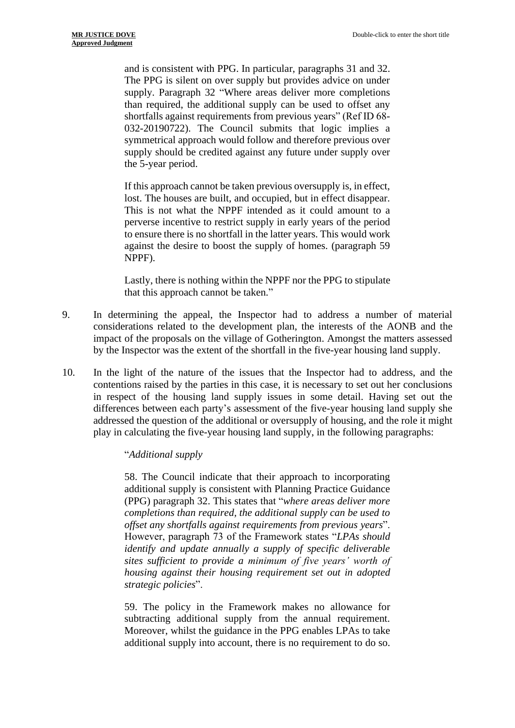and is consistent with PPG. In particular, paragraphs 31 and 32. The PPG is silent on over supply but provides advice on under supply. Paragraph 32 "Where areas deliver more completions than required, the additional supply can be used to offset any shortfalls against requirements from previous years" (Ref ID 68-032-20190722). The Council submits that logic implies a symmetrical approach would follow and therefore previous over supply should be credited against any future under supply over the 5-year period.

> If this approach cannot be taken previous oversupply is, in effect, lost. The houses are built, and occupied, but in effect disappear. This is not what the NPPF intended as it could amount to a perverse incentive to restrict supply in early years of the period to ensure there is no shortfall in the latter years. This would work against the desire to boost the supply of homes. (paragraph 59 NPPF).
>
> Lastly, there is nothing within the NPPF nor the PPG to stipulate that this approach cannot be taken."

9. In determining the appeal, the Inspector had to address a number of material considerations related to the development plan, the interests of the AONB and the impact of the proposals on the village of Gotherington. Amongst the matters assessed by the Inspector was the extent of the shortfall in the five-year housing land supply.

10. In the light of the nature of the issues that the Inspector had to address, and the contentions raised by the parties in this case, it is necessary to set out her conclusions in respect of the housing land supply issues in some detail. Having set out the differences between each party's assessment of the five-year housing land supply she addressed the question of the additional or oversupply of housing, and the role it might play in calculating the five-year housing land supply, in the following paragraphs:

> "*Additional supply*
>
> 58. The Council indicate that their approach to incorporating additional supply is consistent with Planning Practice Guidance (PPG) paragraph 32. This states that "*where areas deliver more completions than required, the additional supply can be used to offset any shortfalls against requirements from previous years*". However, paragraph 73 of the Framework states "*LPAs should identify and update annually a supply of specific deliverable sites sufficient to provide a minimum of five years' worth of housing against their housing requirement set out in adopted strategic policies*".
>
> 59. The policy in the Framework makes no allowance for subtracting additional supply from the annual requirement. Moreover, whilst the guidance in the PPG enables LPAs to take additional supply into account, there is no requirement to do so.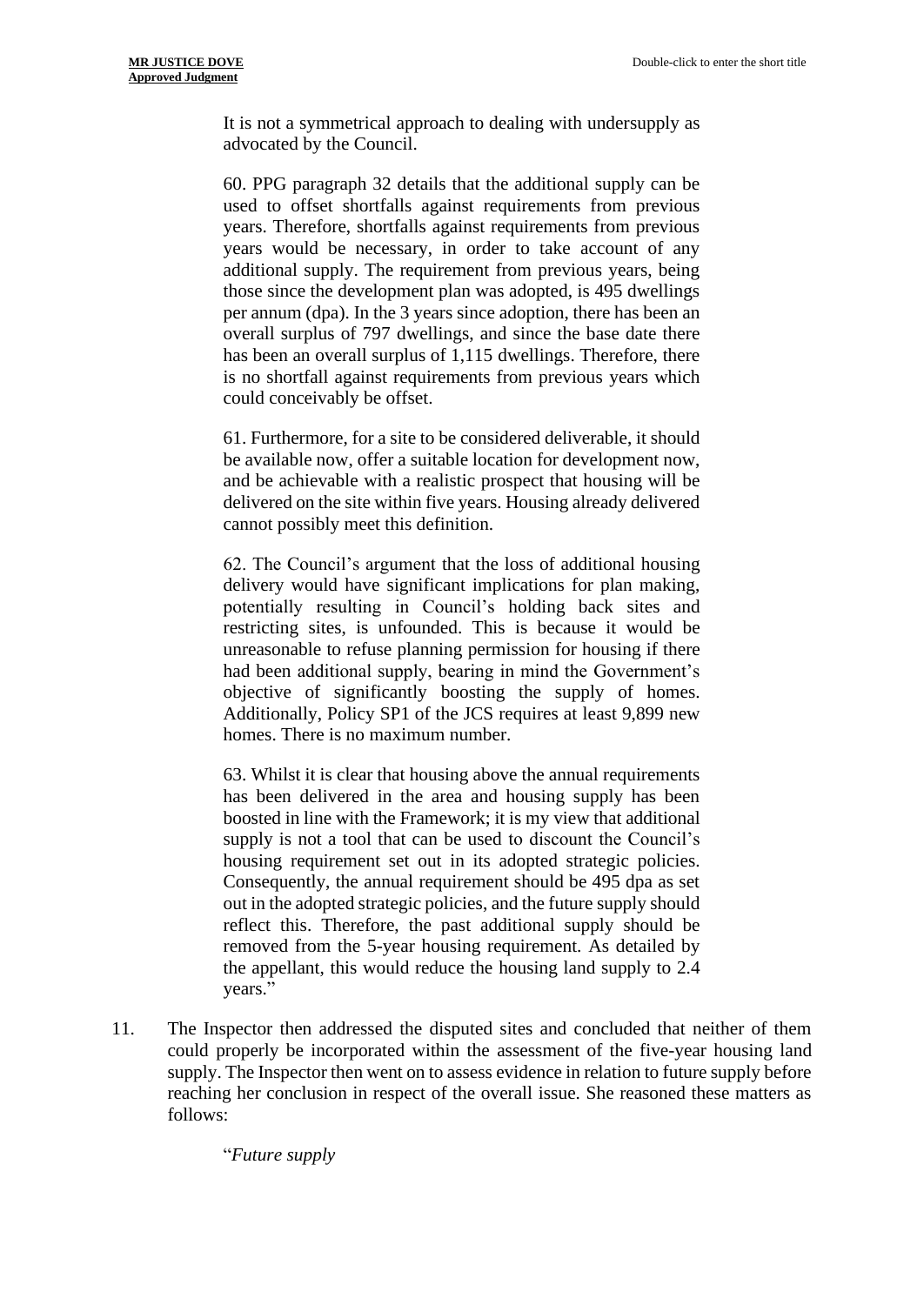It is not a symmetrical approach to dealing with undersupply as advocated by the Council.

60. PPG paragraph 32 details that the additional supply can be used to offset shortfalls against requirements from previous years. Therefore, shortfalls against requirements from previous years would be necessary, in order to take account of any additional supply. The requirement from previous years, being those since the development plan was adopted, is 495 dwellings per annum (dpa). In the 3 years since adoption, there has been an overall surplus of 797 dwellings, and since the base date there has been an overall surplus of 1,115 dwellings. Therefore, there is no shortfall against requirements from previous years which could conceivably be offset.

61. Furthermore, for a site to be considered deliverable, it should be available now, offer a suitable location for development now, and be achievable with a realistic prospect that housing will be delivered on the site within five years. Housing already delivered cannot possibly meet this definition.

62. The Council's argument that the loss of additional housing delivery would have significant implications for plan making, potentially resulting in Council's holding back sites and restricting sites, is unfounded. This is because it would be unreasonable to refuse planning permission for housing if there had been additional supply, bearing in mind the Government's objective of significantly boosting the supply of homes. Additionally, Policy SP1 of the JCS requires at least 9,899 new homes. There is no maximum number.

63. Whilst it is clear that housing above the annual requirements has been delivered in the area and housing supply has been boosted in line with the Framework; it is my view that additional supply is not a tool that can be used to discount the Council's housing requirement set out in its adopted strategic policies. Consequently, the annual requirement should be 495 dpa as set out in the adopted strategic policies, and the future supply should reflect this. Therefore, the past additional supply should be removed from the 5-year housing requirement. As detailed by the appellant, this would reduce the housing land supply to 2.4 years."

11. The Inspector then addressed the disputed sites and concluded that neither of them could properly be incorporated within the assessment of the five-year housing land supply. The Inspector then went on to assess evidence in relation to future supply before reaching her conclusion in respect of the overall issue. She reasoned these matters as follows:

"*Future supply*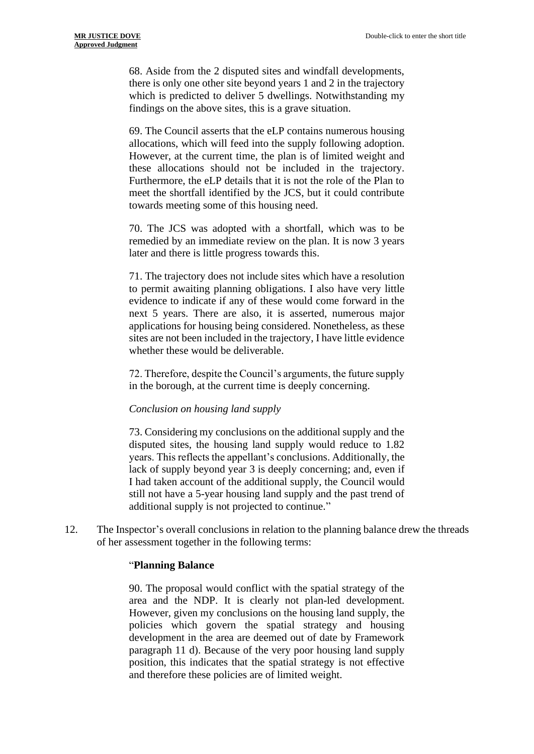68. Aside from the 2 disputed sites and windfall developments, there is only one other site beyond years 1 and 2 in the trajectory which is predicted to deliver 5 dwellings. Notwithstanding my findings on the above sites, this is a grave situation.

69. The Council asserts that the eLP contains numerous housing allocations, which will feed into the supply following adoption. However, at the current time, the plan is of limited weight and these allocations should not be included in the trajectory. Furthermore, the eLP details that it is not the role of the Plan to meet the shortfall identified by the JCS, but it could contribute towards meeting some of this housing need.

70. The JCS was adopted with a shortfall, which was to be remedied by an immediate review on the plan. It is now 3 years later and there is little progress towards this.

71. The trajectory does not include sites which have a resolution to permit awaiting planning obligations. I also have very little evidence to indicate if any of these would come forward in the next 5 years. There are also, it is asserted, numerous major applications for housing being considered. Nonetheless, as these sites are not been included in the trajectory, I have little evidence whether these would be deliverable.

72. Therefore, despite the Council's arguments, the future supply in the borough, at the current time is deeply concerning.

*Conclusion on housing land supply*

73. Considering my conclusions on the additional supply and the disputed sites, the housing land supply would reduce to 1.82 years. This reflects the appellant's conclusions. Additionally, the lack of supply beyond year 3 is deeply concerning; and, even if I had taken account of the additional supply, the Council would still not have a 5-year housing land supply and the past trend of additional supply is not projected to continue."

12. The Inspector's overall conclusions in relation to the planning balance drew the threads of her assessment together in the following terms:

"**Planning Balance**

90. The proposal would conflict with the spatial strategy of the area and the NDP. It is clearly not plan-led development. However, given my conclusions on the housing land supply, the policies which govern the spatial strategy and housing development in the area are deemed out of date by Framework paragraph 11 d). Because of the very poor housing land supply position, this indicates that the spatial strategy is not effective and therefore these policies are of limited weight.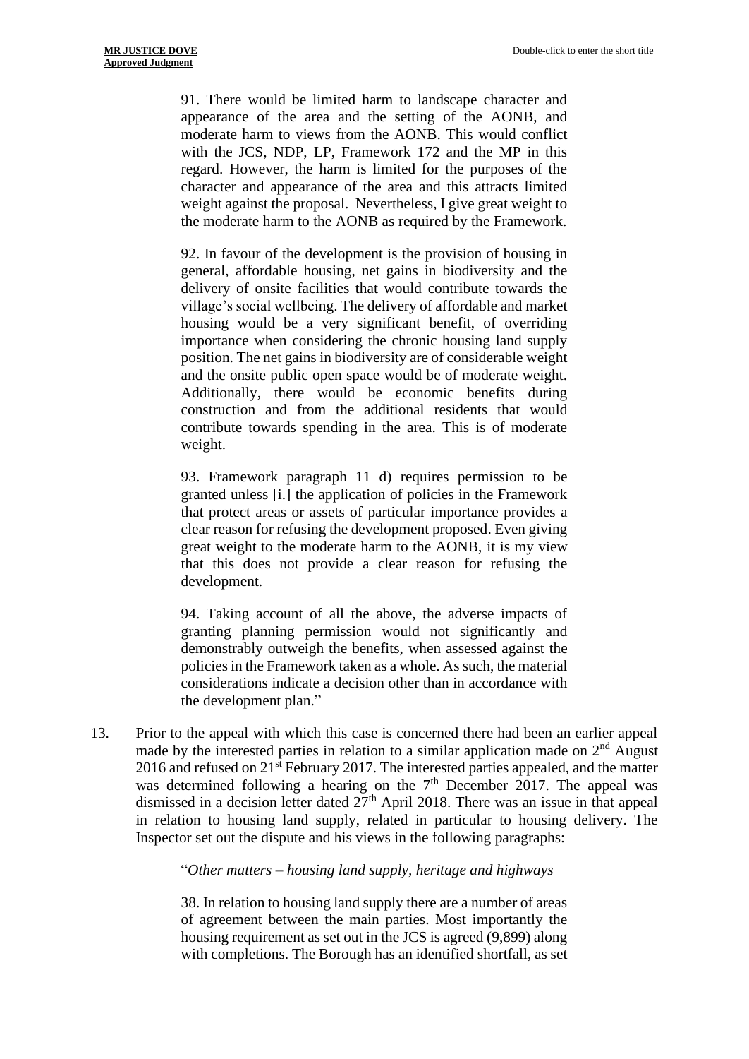91. There would be limited harm to landscape character and appearance of the area and the setting of the AONB, and moderate harm to views from the AONB. This would conflict with the JCS, NDP, LP, Framework 172 and the MP in this regard. However, the harm is limited for the purposes of the character and appearance of the area and this attracts limited weight against the proposal. Nevertheless, I give great weight to the moderate harm to the AONB as required by the Framework.

92. In favour of the development is the provision of housing in general, affordable housing, net gains in biodiversity and the delivery of onsite facilities that would contribute towards the village's social wellbeing. The delivery of affordable and market housing would be a very significant benefit, of overriding importance when considering the chronic housing land supply position. The net gains in biodiversity are of considerable weight and the onsite public open space would be of moderate weight. Additionally, there would be economic benefits during construction and from the additional residents that would contribute towards spending in the area. This is of moderate weight.

93. Framework paragraph 11 d) requires permission to be granted unless [i.] the application of policies in the Framework that protect areas or assets of particular importance provides a clear reason for refusing the development proposed. Even giving great weight to the moderate harm to the AONB, it is my view that this does not provide a clear reason for refusing the development.

94. Taking account of all the above, the adverse impacts of granting planning permission would not significantly and demonstrably outweigh the benefits, when assessed against the policies in the Framework taken as a whole. As such, the material considerations indicate a decision other than in accordance with the development plan."

13. Prior to the appeal with which this case is concerned there had been an earlier appeal made by the interested parties in relation to a similar application made on 2nd August 2016 and refused on 21st February 2017. The interested parties appealed, and the matter was determined following a hearing on the 7th December 2017. The appeal was dismissed in a decision letter dated 27th April 2018. There was an issue in that appeal in relation to housing land supply, related in particular to housing delivery. The Inspector set out the dispute and his views in the following paragraphs:

"*Other matters – housing land supply, heritage and highways*

38. In relation to housing land supply there are a number of areas of agreement between the main parties. Most importantly the housing requirement as set out in the JCS is agreed (9,899) along with completions. The Borough has an identified shortfall, as set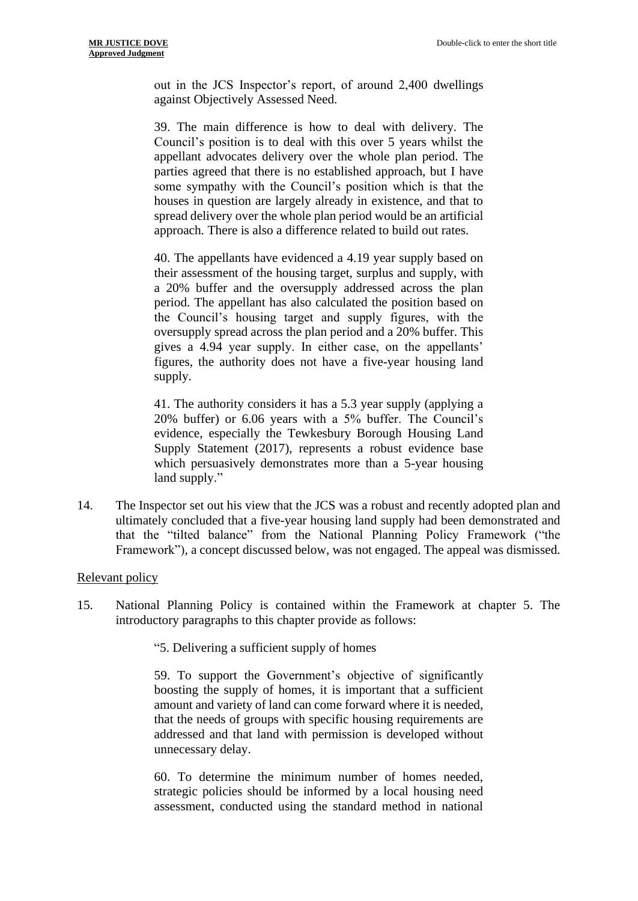out in the JCS Inspector's report, of around 2,400 dwellings against Objectively Assessed Need.

> 39. The main difference is how to deal with delivery. The Council's position is to deal with this over 5 years whilst the appellant advocates delivery over the whole plan period. The parties agreed that there is no established approach, but I have some sympathy with the Council's position which is that the houses in question are largely already in existence, and that to spread delivery over the whole plan period would be an artificial approach. There is also a difference related to build out rates.
>
> 40. The appellants have evidenced a 4.19 year supply based on their assessment of the housing target, surplus and supply, with a 20% buffer and the oversupply addressed across the plan period. The appellant has also calculated the position based on the Council's housing target and supply figures, with the oversupply spread across the plan period and a 20% buffer. This gives a 4.94 year supply. In either case, on the appellants' figures, the authority does not have a five-year housing land supply.
>
> 41. The authority considers it has a 5.3 year supply (applying a 20% buffer) or 6.06 years with a 5% buffer. The Council's evidence, especially the Tewkesbury Borough Housing Land Supply Statement (2017), represents a robust evidence base which persuasively demonstrates more than a 5-year housing land supply."

14. The Inspector set out his view that the JCS was a robust and recently adopted plan and ultimately concluded that a five-year housing land supply had been demonstrated and that the "tilted balance" from the National Planning Policy Framework ("the Framework"), a concept discussed below, was not engaged. The appeal was dismissed.

Relevant policy

15. National Planning Policy is contained within the Framework at chapter 5. The introductory paragraphs to this chapter provide as follows:

> "5. Delivering a sufficient supply of homes
>
> 59. To support the Government's objective of significantly boosting the supply of homes, it is important that a sufficient amount and variety of land can come forward where it is needed, that the needs of groups with specific housing requirements are addressed and that land with permission is developed without unnecessary delay.
>
> 60. To determine the minimum number of homes needed, strategic policies should be informed by a local housing need assessment, conducted using the standard method in national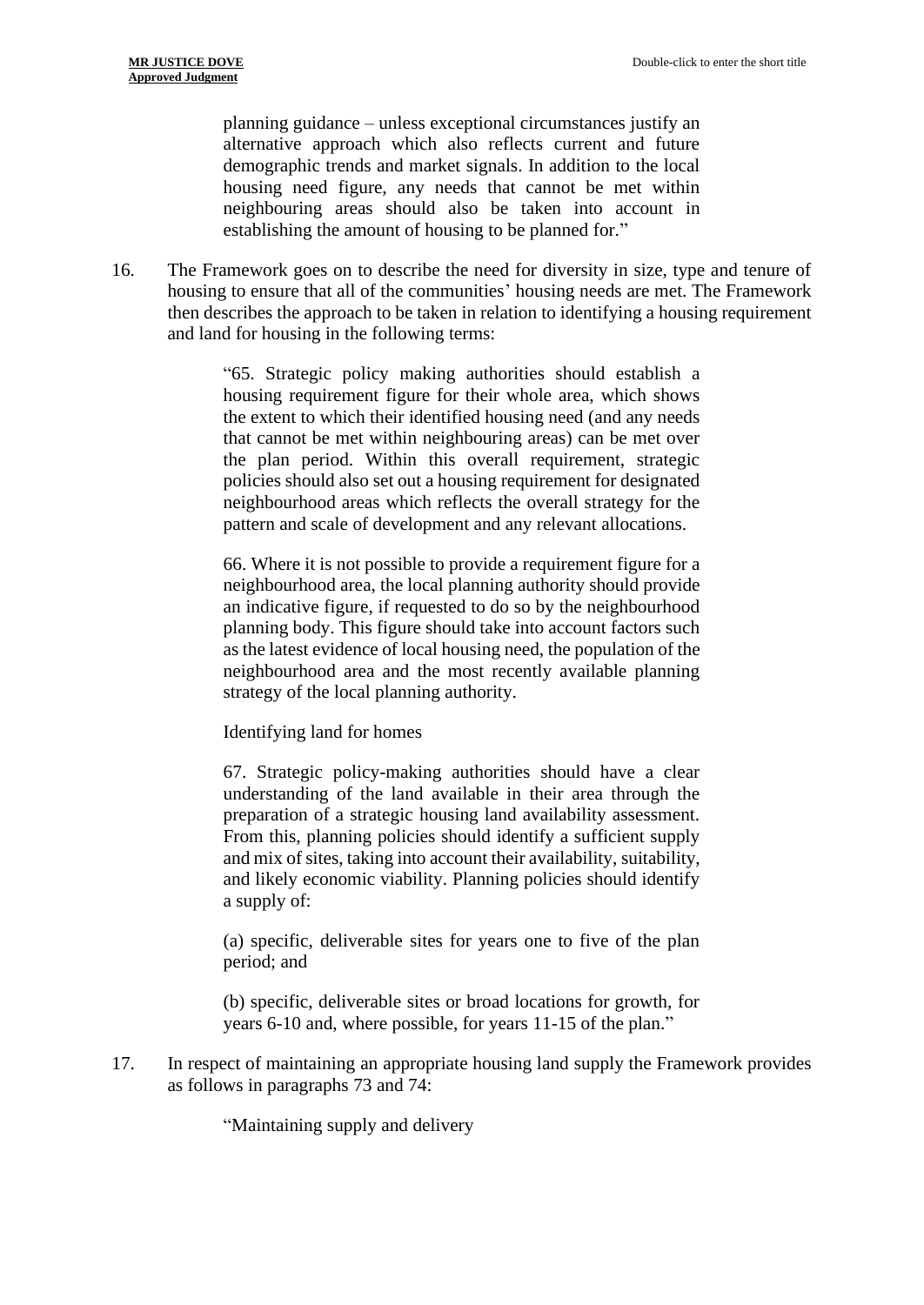> planning guidance – unless exceptional circumstances justify an alternative approach which also reflects current and future demographic trends and market signals. In addition to the local housing need figure, any needs that cannot be met within neighbouring areas should also be taken into account in establishing the amount of housing to be planned for."

16. The Framework goes on to describe the need for diversity in size, type and tenure of housing to ensure that all of the communities' housing needs are met. The Framework then describes the approach to be taken in relation to identifying a housing requirement and land for housing in the following terms:

> "65. Strategic policy making authorities should establish a housing requirement figure for their whole area, which shows the extent to which their identified housing need (and any needs that cannot be met within neighbouring areas) can be met over the plan period. Within this overall requirement, strategic policies should also set out a housing requirement for designated neighbourhood areas which reflects the overall strategy for the pattern and scale of development and any relevant allocations.
>
> 66. Where it is not possible to provide a requirement figure for a neighbourhood area, the local planning authority should provide an indicative figure, if requested to do so by the neighbourhood planning body. This figure should take into account factors such as the latest evidence of local housing need, the population of the neighbourhood area and the most recently available planning strategy of the local planning authority.
>
> Identifying land for homes
>
> 67. Strategic policy-making authorities should have a clear understanding of the land available in their area through the preparation of a strategic housing land availability assessment. From this, planning policies should identify a sufficient supply and mix of sites, taking into account their availability, suitability, and likely economic viability. Planning policies should identify a supply of:
>
> (a) specific, deliverable sites for years one to five of the plan period; and
>
> (b) specific, deliverable sites or broad locations for growth, for years 6-10 and, where possible, for years 11-15 of the plan."

17. In respect of maintaining an appropriate housing land supply the Framework provides as follows in paragraphs 73 and 74:

> "Maintaining supply and delivery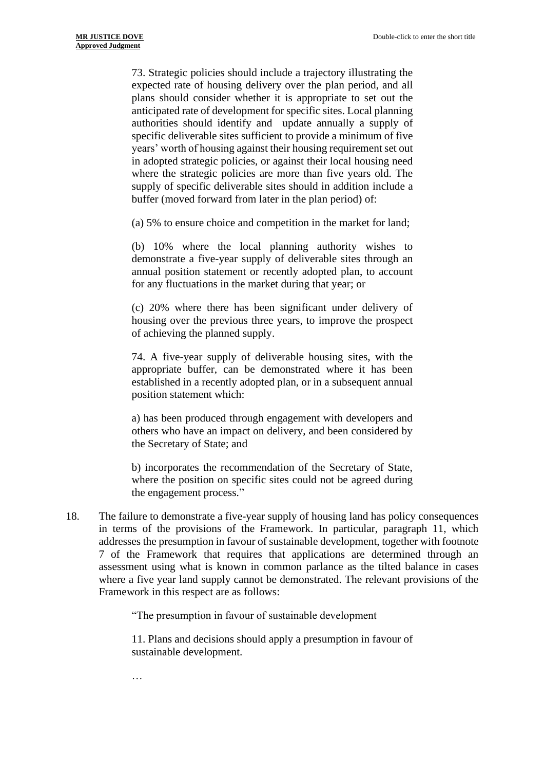> 73. Strategic policies should include a trajectory illustrating the expected rate of housing delivery over the plan period, and all plans should consider whether it is appropriate to set out the anticipated rate of development for specific sites. Local planning authorities should identify and update annually a supply of specific deliverable sites sufficient to provide a minimum of five years' worth of housing against their housing requirement set out in adopted strategic policies, or against their local housing need where the strategic policies are more than five years old. The supply of specific deliverable sites should in addition include a buffer (moved forward from later in the plan period) of:
>
> (a) 5% to ensure choice and competition in the market for land;
>
> (b) 10% where the local planning authority wishes to demonstrate a five-year supply of deliverable sites through an annual position statement or recently adopted plan, to account for any fluctuations in the market during that year; or
>
> (c) 20% where there has been significant under delivery of housing over the previous three years, to improve the prospect of achieving the planned supply.
>
> 74. A five-year supply of deliverable housing sites, with the appropriate buffer, can be demonstrated where it has been established in a recently adopted plan, or in a subsequent annual position statement which:
>
> a) has been produced through engagement with developers and others who have an impact on delivery, and been considered by the Secretary of State; and
>
> b) incorporates the recommendation of the Secretary of State, where the position on specific sites could not be agreed during the engagement process."

18. The failure to demonstrate a five-year supply of housing land has policy consequences in terms of the provisions of the Framework. In particular, paragraph 11, which addresses the presumption in favour of sustainable development, together with footnote 7 of the Framework that requires that applications are determined through an assessment using what is known in common parlance as the tilted balance in cases where a five year land supply cannot be demonstrated. The relevant provisions of the Framework in this respect are as follows:

> "The presumption in favour of sustainable development
>
> 11. Plans and decisions should apply a presumption in favour of sustainable development.
>
> …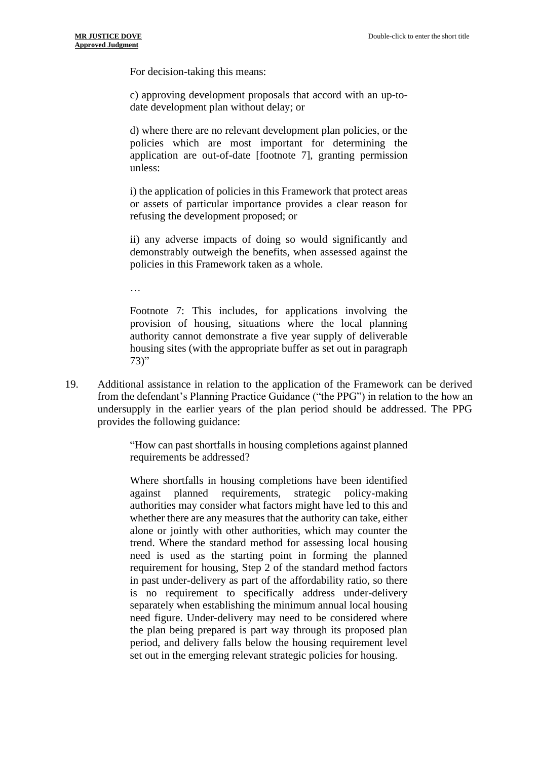> For decision-taking this means:
>
> c) approving development proposals that accord with an up-to-date development plan without delay; or
>
> d) where there are no relevant development plan policies, or the policies which are most important for determining the application are out-of-date [footnote 7], granting permission unless:
>
> i) the application of policies in this Framework that protect areas or assets of particular importance provides a clear reason for refusing the development proposed; or
>
> ii) any adverse impacts of doing so would significantly and demonstrably outweigh the benefits, when assessed against the policies in this Framework taken as a whole.
>
> …
>
> Footnote 7: This includes, for applications involving the provision of housing, situations where the local planning authority cannot demonstrate a five year supply of deliverable housing sites (with the appropriate buffer as set out in paragraph 73)"

19. Additional assistance in relation to the application of the Framework can be derived from the defendant's Planning Practice Guidance ("the PPG") in relation to the how an undersupply in the earlier years of the plan period should be addressed. The PPG provides the following guidance:

> "How can past shortfalls in housing completions against planned requirements be addressed?
>
> Where shortfalls in housing completions have been identified against planned requirements, strategic policy-making authorities may consider what factors might have led to this and whether there are any measures that the authority can take, either alone or jointly with other authorities, which may counter the trend. Where the standard method for assessing local housing need is used as the starting point in forming the planned requirement for housing, Step 2 of the standard method factors in past under-delivery as part of the affordability ratio, so there is no requirement to specifically address under-delivery separately when establishing the minimum annual local housing need figure. Under-delivery may need to be considered where the plan being prepared is part way through its proposed plan period, and delivery falls below the housing requirement level set out in the emerging relevant strategic policies for housing.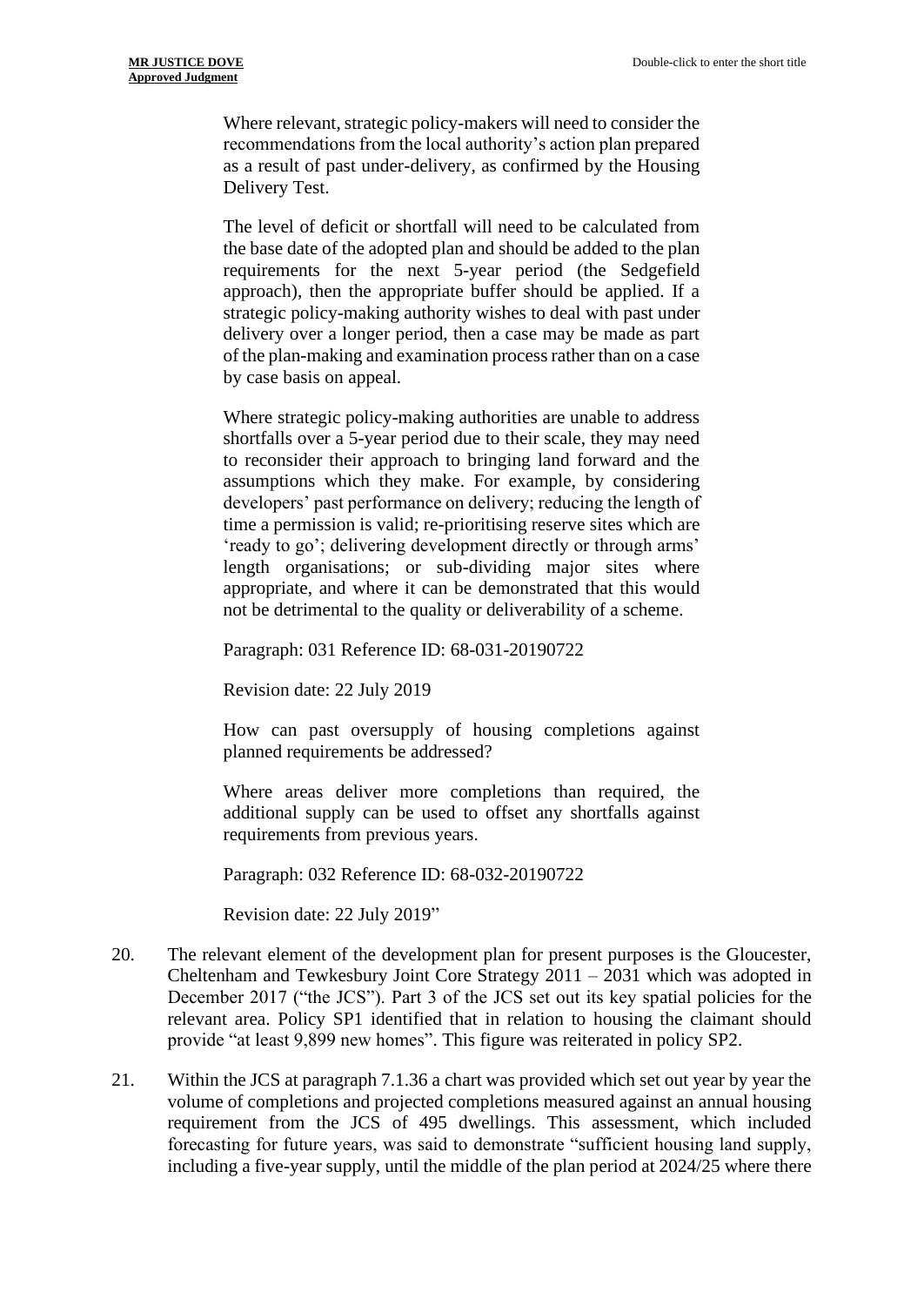> Where relevant, strategic policy-makers will need to consider the recommendations from the local authority's action plan prepared as a result of past under-delivery, as confirmed by the Housing Delivery Test.
>
> The level of deficit or shortfall will need to be calculated from the base date of the adopted plan and should be added to the plan requirements for the next 5-year period (the Sedgefield approach), then the appropriate buffer should be applied. If a strategic policy-making authority wishes to deal with past under delivery over a longer period, then a case may be made as part of the plan-making and examination process rather than on a case by case basis on appeal.
>
> Where strategic policy-making authorities are unable to address shortfalls over a 5-year period due to their scale, they may need to reconsider their approach to bringing land forward and the assumptions which they make. For example, by considering developers' past performance on delivery; reducing the length of time a permission is valid; re-prioritising reserve sites which are 'ready to go'; delivering development directly or through arms' length organisations; or sub-dividing major sites where appropriate, and where it can be demonstrated that this would not be detrimental to the quality or deliverability of a scheme.
>
> Paragraph: 031 Reference ID: 68-031-20190722
>
> Revision date: 22 July 2019
>
> How can past oversupply of housing completions against planned requirements be addressed?
>
> Where areas deliver more completions than required, the additional supply can be used to offset any shortfalls against requirements from previous years.
>
> Paragraph: 032 Reference ID: 68-032-20190722
>
> Revision date: 22 July 2019"

20. The relevant element of the development plan for present purposes is the Gloucester, Cheltenham and Tewkesbury Joint Core Strategy 2011 – 2031 which was adopted in December 2017 ("the JCS"). Part 3 of the JCS set out its key spatial policies for the relevant area. Policy SP1 identified that in relation to housing the claimant should provide "at least 9,899 new homes". This figure was reiterated in policy SP2.

21. Within the JCS at paragraph 7.1.36 a chart was provided which set out year by year the volume of completions and projected completions measured against an annual housing requirement from the JCS of 495 dwellings. This assessment, which included forecasting for future years, was said to demonstrate "sufficient housing land supply, including a five-year supply, until the middle of the plan period at 2024/25 where there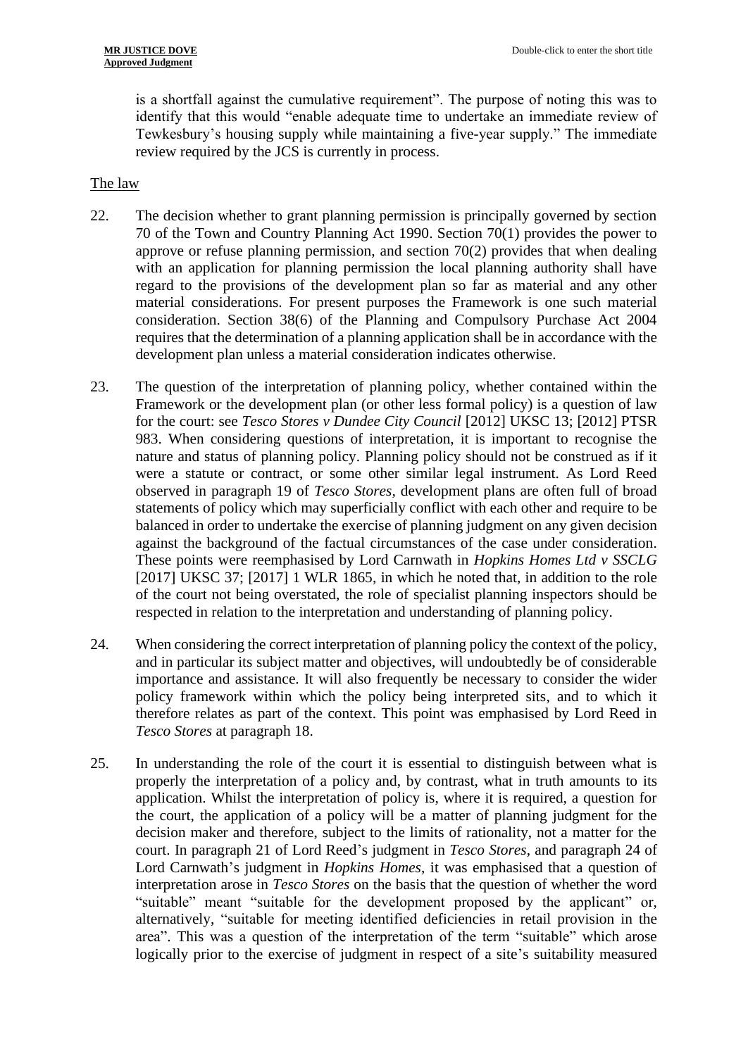is a shortfall against the cumulative requirement". The purpose of noting this was to identify that this would "enable adequate time to undertake an immediate review of Tewkesbury's housing supply while maintaining a five-year supply." The immediate review required by the JCS is currently in process.

## The law

22. The decision whether to grant planning permission is principally governed by section 70 of the Town and Country Planning Act 1990. Section 70(1) provides the power to approve or refuse planning permission, and section 70(2) provides that when dealing with an application for planning permission the local planning authority shall have regard to the provisions of the development plan so far as material and any other material considerations. For present purposes the Framework is one such material consideration. Section 38(6) of the Planning and Compulsory Purchase Act 2004 requires that the determination of a planning application shall be in accordance with the development plan unless a material consideration indicates otherwise.

23. The question of the interpretation of planning policy, whether contained within the Framework or the development plan (or other less formal policy) is a question of law for the court: see *Tesco Stores v Dundee City Council* [2012] UKSC 13; [2012] PTSR 983. When considering questions of interpretation, it is important to recognise the nature and status of planning policy. Planning policy should not be construed as if it were a statute or contract, or some other similar legal instrument. As Lord Reed observed in paragraph 19 of *Tesco Stores*, development plans are often full of broad statements of policy which may superficially conflict with each other and require to be balanced in order to undertake the exercise of planning judgment on any given decision against the background of the factual circumstances of the case under consideration. These points were reemphasised by Lord Carnwath in *Hopkins Homes Ltd v SSCLG* [2017] UKSC 37; [2017] 1 WLR 1865, in which he noted that, in addition to the role of the court not being overstated, the role of specialist planning inspectors should be respected in relation to the interpretation and understanding of planning policy.

24. When considering the correct interpretation of planning policy the context of the policy, and in particular its subject matter and objectives, will undoubtedly be of considerable importance and assistance. It will also frequently be necessary to consider the wider policy framework within which the policy being interpreted sits, and to which it therefore relates as part of the context. This point was emphasised by Lord Reed in *Tesco Stores* at paragraph 18.

25. In understanding the role of the court it is essential to distinguish between what is properly the interpretation of a policy and, by contrast, what in truth amounts to its application. Whilst the interpretation of policy is, where it is required, a question for the court, the application of a policy will be a matter of planning judgment for the decision maker and therefore, subject to the limits of rationality, not a matter for the court. In paragraph 21 of Lord Reed's judgment in *Tesco Stores*, and paragraph 24 of Lord Carnwath's judgment in *Hopkins Homes*, it was emphasised that a question of interpretation arose in *Tesco Stores* on the basis that the question of whether the word "suitable" meant "suitable for the development proposed by the applicant" or, alternatively, "suitable for meeting identified deficiencies in retail provision in the area". This was a question of the interpretation of the term "suitable" which arose logically prior to the exercise of judgment in respect of a site's suitability measured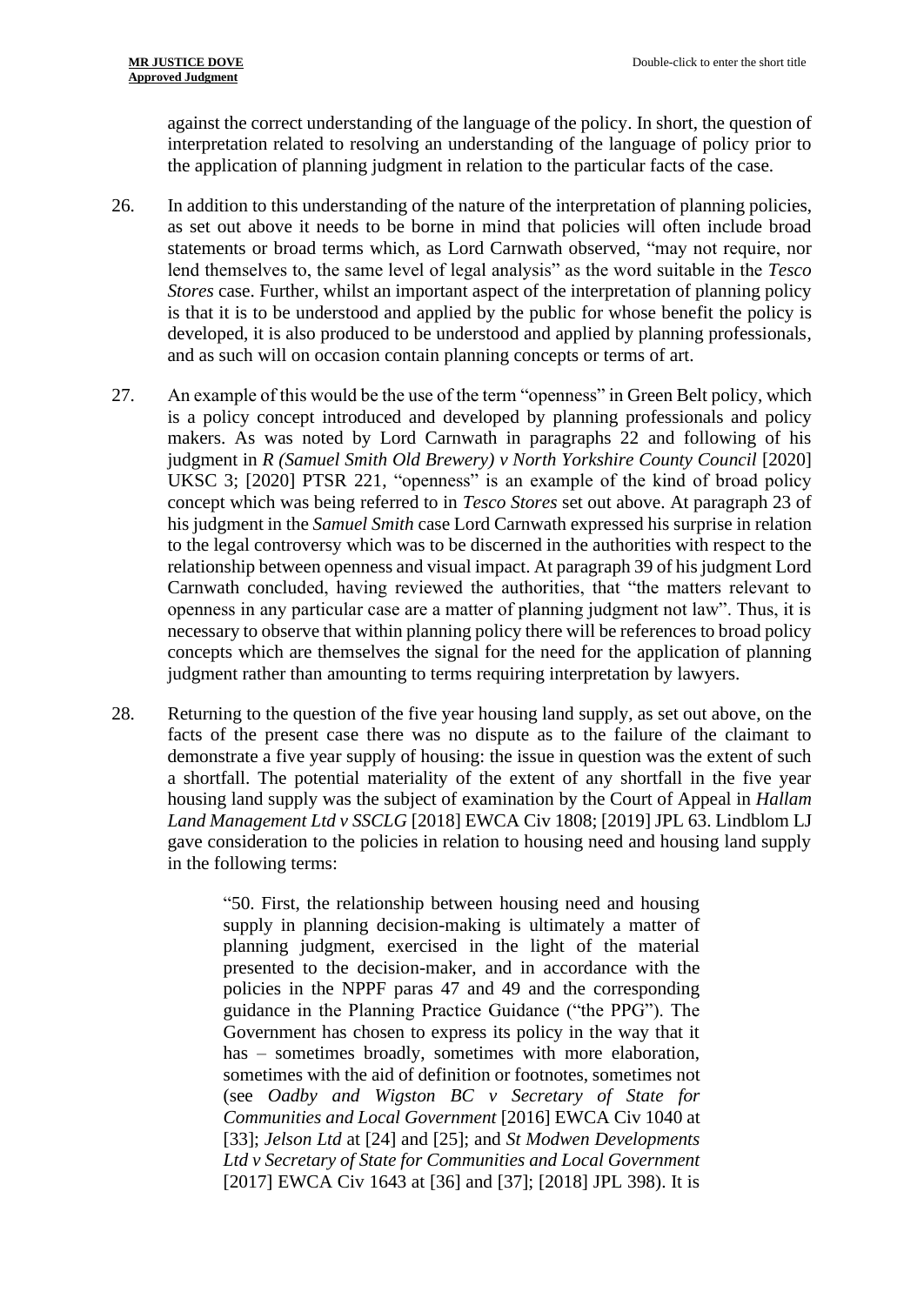against the correct understanding of the language of the policy. In short, the question of interpretation related to resolving an understanding of the language of policy prior to the application of planning judgment in relation to the particular facts of the case.

26. In addition to this understanding of the nature of the interpretation of planning policies, as set out above it needs to be borne in mind that policies will often include broad statements or broad terms which, as Lord Carnwath observed, "may not require, nor lend themselves to, the same level of legal analysis" as the word suitable in the *Tesco Stores* case. Further, whilst an important aspect of the interpretation of planning policy is that it is to be understood and applied by the public for whose benefit the policy is developed, it is also produced to be understood and applied by planning professionals, and as such will on occasion contain planning concepts or terms of art.

27. An example of this would be the use of the term "openness" in Green Belt policy, which is a policy concept introduced and developed by planning professionals and policy makers. As was noted by Lord Carnwath in paragraphs 22 and following of his judgment in *R (Samuel Smith Old Brewery) v North Yorkshire County Council* [2020] UKSC 3; [2020] PTSR 221, "openness" is an example of the kind of broad policy concept which was being referred to in *Tesco Stores* set out above. At paragraph 23 of his judgment in the *Samuel Smith* case Lord Carnwath expressed his surprise in relation to the legal controversy which was to be discerned in the authorities with respect to the relationship between openness and visual impact. At paragraph 39 of his judgment Lord Carnwath concluded, having reviewed the authorities, that "the matters relevant to openness in any particular case are a matter of planning judgment not law". Thus, it is necessary to observe that within planning policy there will be references to broad policy concepts which are themselves the signal for the need for the application of planning judgment rather than amounting to terms requiring interpretation by lawyers.

28. Returning to the question of the five year housing land supply, as set out above, on the facts of the present case there was no dispute as to the failure of the claimant to demonstrate a five year supply of housing: the issue in question was the extent of such a shortfall. The potential materiality of the extent of any shortfall in the five year housing land supply was the subject of examination by the Court of Appeal in *Hallam Land Management Ltd v SSCLG* [2018] EWCA Civ 1808; [2019] JPL 63. Lindblom LJ gave consideration to the policies in relation to housing need and housing land supply in the following terms:

> "50. First, the relationship between housing need and housing supply in planning decision-making is ultimately a matter of planning judgment, exercised in the light of the material presented to the decision-maker, and in accordance with the policies in the NPPF paras 47 and 49 and the corresponding guidance in the Planning Practice Guidance ("the PPG"). The Government has chosen to express its policy in the way that it has – sometimes broadly, sometimes with more elaboration, sometimes with the aid of definition or footnotes, sometimes not (see *Oadby and Wigston BC v Secretary of State for Communities and Local Government* [2016] EWCA Civ 1040 at [33]; *Jelson Ltd* at [24] and [25]; and *St Modwen Developments Ltd v Secretary of State for Communities and Local Government* [2017] EWCA Civ 1643 at [36] and [37]; [2018] JPL 398). It is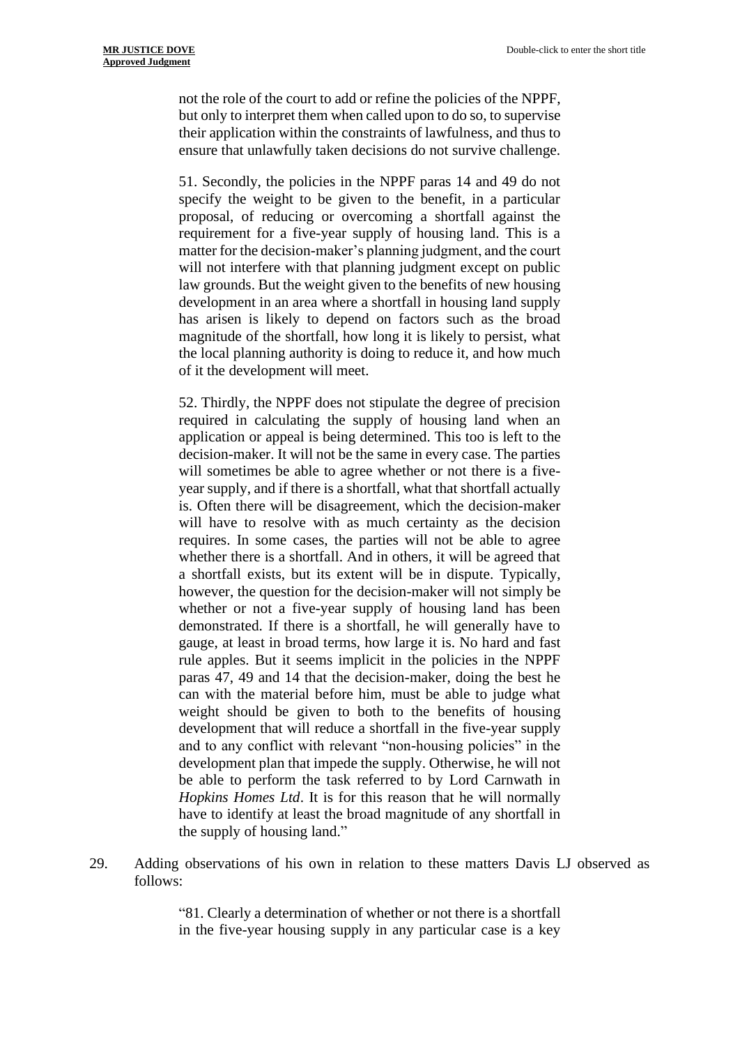> not the role of the court to add or refine the policies of the NPPF, but only to interpret them when called upon to do so, to supervise their application within the constraints of lawfulness, and thus to ensure that unlawfully taken decisions do not survive challenge.
>
> 51. Secondly, the policies in the NPPF paras 14 and 49 do not specify the weight to be given to the benefit, in a particular proposal, of reducing or overcoming a shortfall against the requirement for a five-year supply of housing land. This is a matter for the decision-maker's planning judgment, and the court will not interfere with that planning judgment except on public law grounds. But the weight given to the benefits of new housing development in an area where a shortfall in housing land supply has arisen is likely to depend on factors such as the broad magnitude of the shortfall, how long it is likely to persist, what the local planning authority is doing to reduce it, and how much of it the development will meet.
>
> 52. Thirdly, the NPPF does not stipulate the degree of precision required in calculating the supply of housing land when an application or appeal is being determined. This too is left to the decision-maker. It will not be the same in every case. The parties will sometimes be able to agree whether or not there is a five-year supply, and if there is a shortfall, what that shortfall actually is. Often there will be disagreement, which the decision-maker will have to resolve with as much certainty as the decision requires. In some cases, the parties will not be able to agree whether there is a shortfall. And in others, it will be agreed that a shortfall exists, but its extent will be in dispute. Typically, however, the question for the decision-maker will not simply be whether or not a five-year supply of housing land has been demonstrated. If there is a shortfall, he will generally have to gauge, at least in broad terms, how large it is. No hard and fast rule apples. But it seems implicit in the policies in the NPPF paras 47, 49 and 14 that the decision-maker, doing the best he can with the material before him, must be able to judge what weight should be given to both to the benefits of housing development that will reduce a shortfall in the five-year supply and to any conflict with relevant "non-housing policies" in the development plan that impede the supply. Otherwise, he will not be able to perform the task referred to by Lord Carnwath in *Hopkins Homes Ltd*. It is for this reason that he will normally have to identify at least the broad magnitude of any shortfall in the supply of housing land."

29. Adding observations of his own in relation to these matters Davis LJ observed as follows:

> "81. Clearly a determination of whether or not there is a shortfall in the five-year housing supply in any particular case is a key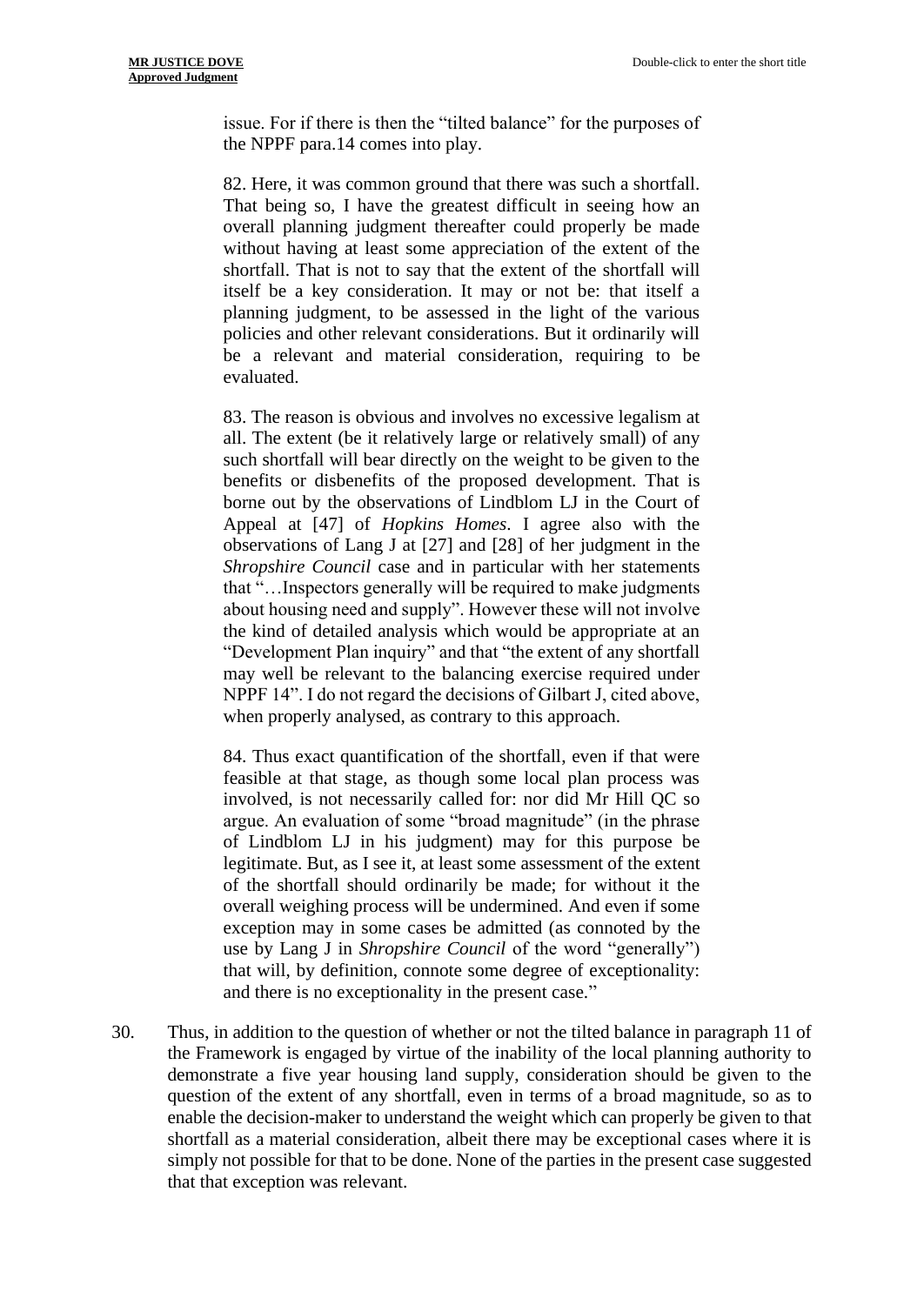> issue. For if there is then the "tilted balance" for the purposes of the NPPF para.14 comes into play.
>
> 82. Here, it was common ground that there was such a shortfall. That being so, I have the greatest difficult in seeing how an overall planning judgment thereafter could properly be made without having at least some appreciation of the extent of the shortfall. That is not to say that the extent of the shortfall will itself be a key consideration. It may or not be: that itself a planning judgment, to be assessed in the light of the various policies and other relevant considerations. But it ordinarily will be a relevant and material consideration, requiring to be evaluated.
>
> 83. The reason is obvious and involves no excessive legalism at all. The extent (be it relatively large or relatively small) of any such shortfall will bear directly on the weight to be given to the benefits or disbenefits of the proposed development. That is borne out by the observations of Lindblom LJ in the Court of Appeal at [47] of *Hopkins Homes*. I agree also with the observations of Lang J at [27] and [28] of her judgment in the *Shropshire Council* case and in particular with her statements that "…Inspectors generally will be required to make judgments about housing need and supply". However these will not involve the kind of detailed analysis which would be appropriate at an "Development Plan inquiry" and that "the extent of any shortfall may well be relevant to the balancing exercise required under NPPF 14". I do not regard the decisions of Gilbart J, cited above, when properly analysed, as contrary to this approach.
>
> 84. Thus exact quantification of the shortfall, even if that were feasible at that stage, as though some local plan process was involved, is not necessarily called for: nor did Mr Hill QC so argue. An evaluation of some "broad magnitude" (in the phrase of Lindblom LJ in his judgment) may for this purpose be legitimate. But, as I see it, at least some assessment of the extent of the shortfall should ordinarily be made; for without it the overall weighing process will be undermined. And even if some exception may in some cases be admitted (as connoted by the use by Lang J in *Shropshire Council* of the word "generally") that will, by definition, connote some degree of exceptionality: and there is no exceptionality in the present case."

30. Thus, in addition to the question of whether or not the tilted balance in paragraph 11 of the Framework is engaged by virtue of the inability of the local planning authority to demonstrate a five year housing land supply, consideration should be given to the question of the extent of any shortfall, even in terms of a broad magnitude, so as to enable the decision-maker to understand the weight which can properly be given to that shortfall as a material consideration, albeit there may be exceptional cases where it is simply not possible for that to be done. None of the parties in the present case suggested that that exception was relevant.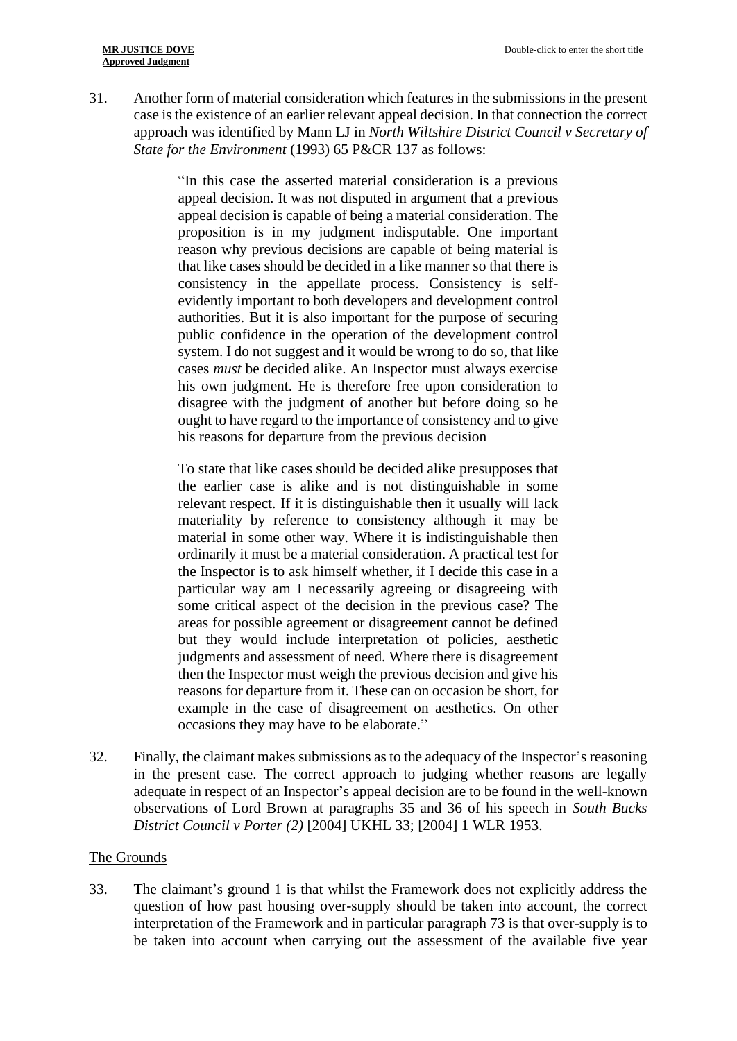31. Another form of material consideration which features in the submissions in the present case is the existence of an earlier relevant appeal decision. In that connection the correct approach was identified by Mann LJ in *North Wiltshire District Council v Secretary of State for the Environment* (1993) 65 P&CR 137 as follows:

> "In this case the asserted material consideration is a previous appeal decision. It was not disputed in argument that a previous appeal decision is capable of being a material consideration. The proposition is in my judgment indisputable. One important reason why previous decisions are capable of being material is that like cases should be decided in a like manner so that there is consistency in the appellate process. Consistency is self-evidently important to both developers and development control authorities. But it is also important for the purpose of securing public confidence in the operation of the development control system. I do not suggest and it would be wrong to do so, that like cases *must* be decided alike. An Inspector must always exercise his own judgment. He is therefore free upon consideration to disagree with the judgment of another but before doing so he ought to have regard to the importance of consistency and to give his reasons for departure from the previous decision
>
> To state that like cases should be decided alike presupposes that the earlier case is alike and is not distinguishable in some relevant respect. If it is distinguishable then it usually will lack materiality by reference to consistency although it may be material in some other way. Where it is indistinguishable then ordinarily it must be a material consideration. A practical test for the Inspector is to ask himself whether, if I decide this case in a particular way am I necessarily agreeing or disagreeing with some critical aspect of the decision in the previous case? The areas for possible agreement or disagreement cannot be defined but they would include interpretation of policies, aesthetic judgments and assessment of need. Where there is disagreement then the Inspector must weigh the previous decision and give his reasons for departure from it. These can on occasion be short, for example in the case of disagreement on aesthetics. On other occasions they may have to be elaborate."

32. Finally, the claimant makes submissions as to the adequacy of the Inspector's reasoning in the present case. The correct approach to judging whether reasons are legally adequate in respect of an Inspector's appeal decision are to be found in the well-known observations of Lord Brown at paragraphs 35 and 36 of his speech in *South Bucks District Council v Porter (2)* [2004] UKHL 33; [2004] 1 WLR 1953.

## The Grounds

33. The claimant's ground 1 is that whilst the Framework does not explicitly address the question of how past housing over-supply should be taken into account, the correct interpretation of the Framework and in particular paragraph 73 is that over-supply is to be taken into account when carrying out the assessment of the available five year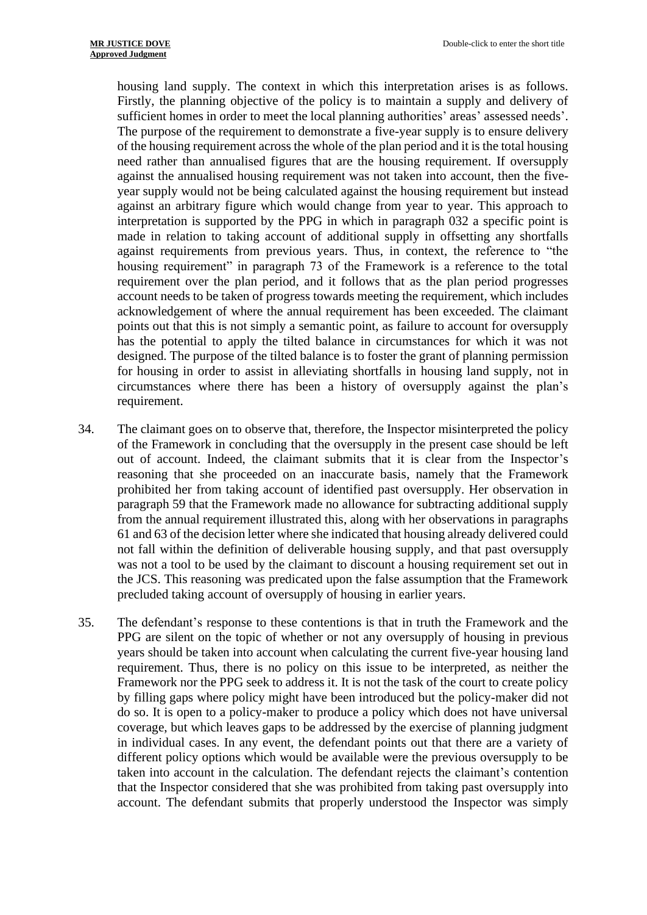housing land supply. The context in which this interpretation arises is as follows. Firstly, the planning objective of the policy is to maintain a supply and delivery of sufficient homes in order to meet the local planning authorities' areas' assessed needs'. The purpose of the requirement to demonstrate a five-year supply is to ensure delivery of the housing requirement across the whole of the plan period and it is the total housing need rather than annualised figures that are the housing requirement. If oversupply against the annualised housing requirement was not taken into account, then the five-year supply would not be being calculated against the housing requirement but instead against an arbitrary figure which would change from year to year. This approach to interpretation is supported by the PPG in which in paragraph 032 a specific point is made in relation to taking account of additional supply in offsetting any shortfalls against requirements from previous years. Thus, in context, the reference to "the housing requirement" in paragraph 73 of the Framework is a reference to the total requirement over the plan period, and it follows that as the plan period progresses account needs to be taken of progress towards meeting the requirement, which includes acknowledgement of where the annual requirement has been exceeded. The claimant points out that this is not simply a semantic point, as failure to account for oversupply has the potential to apply the tilted balance in circumstances for which it was not designed. The purpose of the tilted balance is to foster the grant of planning permission for housing in order to assist in alleviating shortfalls in housing land supply, not in circumstances where there has been a history of oversupply against the plan's requirement.

34. The claimant goes on to observe that, therefore, the Inspector misinterpreted the policy of the Framework in concluding that the oversupply in the present case should be left out of account. Indeed, the claimant submits that it is clear from the Inspector's reasoning that she proceeded on an inaccurate basis, namely that the Framework prohibited her from taking account of identified past oversupply. Her observation in paragraph 59 that the Framework made no allowance for subtracting additional supply from the annual requirement illustrated this, along with her observations in paragraphs 61 and 63 of the decision letter where she indicated that housing already delivered could not fall within the definition of deliverable housing supply, and that past oversupply was not a tool to be used by the claimant to discount a housing requirement set out in the JCS. This reasoning was predicated upon the false assumption that the Framework precluded taking account of oversupply of housing in earlier years.

35. The defendant's response to these contentions is that in truth the Framework and the PPG are silent on the topic of whether or not any oversupply of housing in previous years should be taken into account when calculating the current five-year housing land requirement. Thus, there is no policy on this issue to be interpreted, as neither the Framework nor the PPG seek to address it. It is not the task of the court to create policy by filling gaps where policy might have been introduced but the policy-maker did not do so. It is open to a policy-maker to produce a policy which does not have universal coverage, but which leaves gaps to be addressed by the exercise of planning judgment in individual cases. In any event, the defendant points out that there are a variety of different policy options which would be available were the previous oversupply to be taken into account in the calculation. The defendant rejects the claimant's contention that the Inspector considered that she was prohibited from taking past oversupply into account. The defendant submits that properly understood the Inspector was simply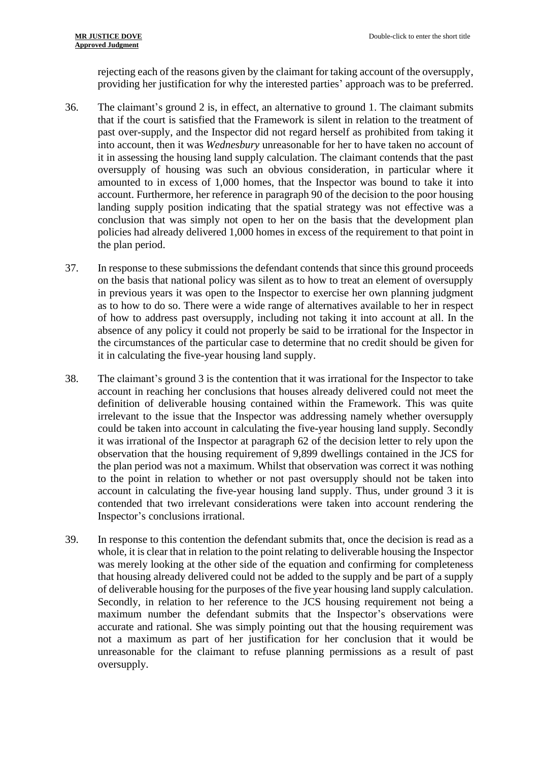rejecting each of the reasons given by the claimant for taking account of the oversupply, providing her justification for why the interested parties' approach was to be preferred.

36. The claimant's ground 2 is, in effect, an alternative to ground 1. The claimant submits that if the court is satisfied that the Framework is silent in relation to the treatment of past over-supply, and the Inspector did not regard herself as prohibited from taking it into account, then it was *Wednesbury* unreasonable for her to have taken no account of it in assessing the housing land supply calculation. The claimant contends that the past oversupply of housing was such an obvious consideration, in particular where it amounted to in excess of 1,000 homes, that the Inspector was bound to take it into account. Furthermore, her reference in paragraph 90 of the decision to the poor housing landing supply position indicating that the spatial strategy was not effective was a conclusion that was simply not open to her on the basis that the development plan policies had already delivered 1,000 homes in excess of the requirement to that point in the plan period.

37. In response to these submissions the defendant contends that since this ground proceeds on the basis that national policy was silent as to how to treat an element of oversupply in previous years it was open to the Inspector to exercise her own planning judgment as to how to do so. There were a wide range of alternatives available to her in respect of how to address past oversupply, including not taking it into account at all. In the absence of any policy it could not properly be said to be irrational for the Inspector in the circumstances of the particular case to determine that no credit should be given for it in calculating the five-year housing land supply.

38. The claimant's ground 3 is the contention that it was irrational for the Inspector to take account in reaching her conclusions that houses already delivered could not meet the definition of deliverable housing contained within the Framework. This was quite irrelevant to the issue that the Inspector was addressing namely whether oversupply could be taken into account in calculating the five-year housing land supply. Secondly it was irrational of the Inspector at paragraph 62 of the decision letter to rely upon the observation that the housing requirement of 9,899 dwellings contained in the JCS for the plan period was not a maximum. Whilst that observation was correct it was nothing to the point in relation to whether or not past oversupply should not be taken into account in calculating the five-year housing land supply. Thus, under ground 3 it is contended that two irrelevant considerations were taken into account rendering the Inspector's conclusions irrational.

39. In response to this contention the defendant submits that, once the decision is read as a whole, it is clear that in relation to the point relating to deliverable housing the Inspector was merely looking at the other side of the equation and confirming for completeness that housing already delivered could not be added to the supply and be part of a supply of deliverable housing for the purposes of the five year housing land supply calculation. Secondly, in relation to her reference to the JCS housing requirement not being a maximum number the defendant submits that the Inspector's observations were accurate and rational. She was simply pointing out that the housing requirement was not a maximum as part of her justification for her conclusion that it would be unreasonable for the claimant to refuse planning permissions as a result of past oversupply.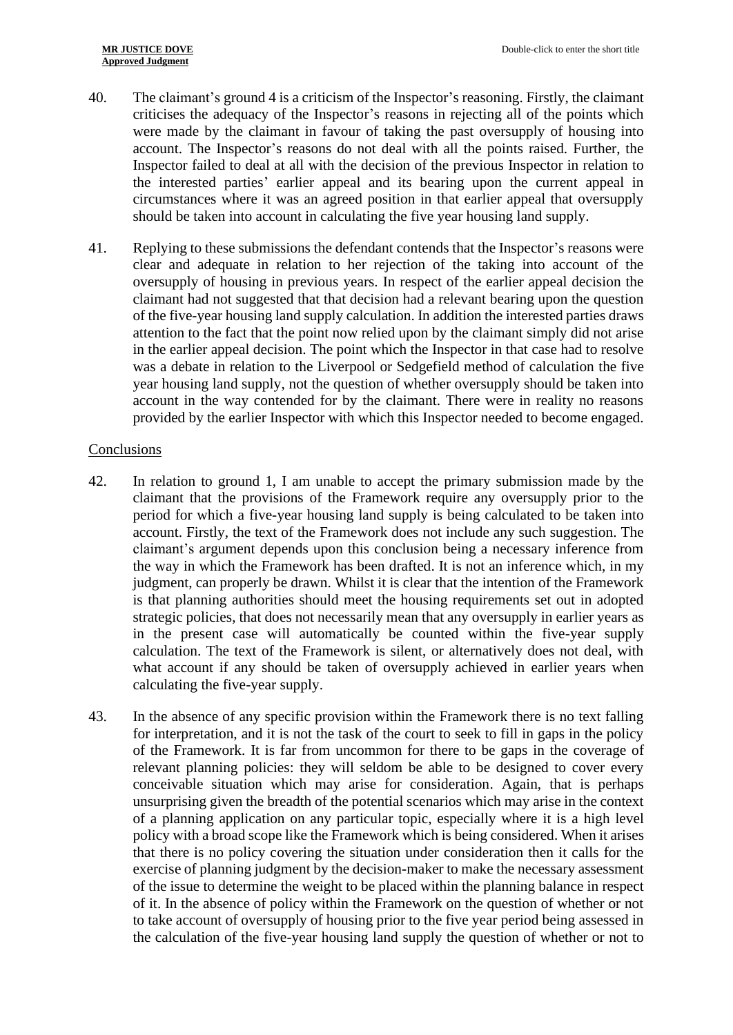40. The claimant's ground 4 is a criticism of the Inspector's reasoning. Firstly, the claimant criticises the adequacy of the Inspector's reasons in rejecting all of the points which were made by the claimant in favour of taking the past oversupply of housing into account. The Inspector's reasons do not deal with all the points raised. Further, the Inspector failed to deal at all with the decision of the previous Inspector in relation to the interested parties' earlier appeal and its bearing upon the current appeal in circumstances where it was an agreed position in that earlier appeal that oversupply should be taken into account in calculating the five year housing land supply.

41. Replying to these submissions the defendant contends that the Inspector's reasons were clear and adequate in relation to her rejection of the taking into account of the oversupply of housing in previous years. In respect of the earlier appeal decision the claimant had not suggested that that decision had a relevant bearing upon the question of the five-year housing land supply calculation. In addition the interested parties draws attention to the fact that the point now relied upon by the claimant simply did not arise in the earlier appeal decision. The point which the Inspector in that case had to resolve was a debate in relation to the Liverpool or Sedgefield method of calculation the five year housing land supply, not the question of whether oversupply should be taken into account in the way contended for by the claimant. There were in reality no reasons provided by the earlier Inspector with which this Inspector needed to become engaged.

## Conclusions

42. In relation to ground 1, I am unable to accept the primary submission made by the claimant that the provisions of the Framework require any oversupply prior to the period for which a five-year housing land supply is being calculated to be taken into account. Firstly, the text of the Framework does not include any such suggestion. The claimant's argument depends upon this conclusion being a necessary inference from the way in which the Framework has been drafted. It is not an inference which, in my judgment, can properly be drawn. Whilst it is clear that the intention of the Framework is that planning authorities should meet the housing requirements set out in adopted strategic policies, that does not necessarily mean that any oversupply in earlier years as in the present case will automatically be counted within the five-year supply calculation. The text of the Framework is silent, or alternatively does not deal, with what account if any should be taken of oversupply achieved in earlier years when calculating the five-year supply.

43. In the absence of any specific provision within the Framework there is no text falling for interpretation, and it is not the task of the court to seek to fill in gaps in the policy of the Framework. It is far from uncommon for there to be gaps in the coverage of relevant planning policies: they will seldom be able to be designed to cover every conceivable situation which may arise for consideration. Again, that is perhaps unsurprising given the breadth of the potential scenarios which may arise in the context of a planning application on any particular topic, especially where it is a high level policy with a broad scope like the Framework which is being considered. When it arises that there is no policy covering the situation under consideration then it calls for the exercise of planning judgment by the decision-maker to make the necessary assessment of the issue to determine the weight to be placed within the planning balance in respect of it. In the absence of policy within the Framework on the question of whether or not to take account of oversupply of housing prior to the five year period being assessed in the calculation of the five-year housing land supply the question of whether or not to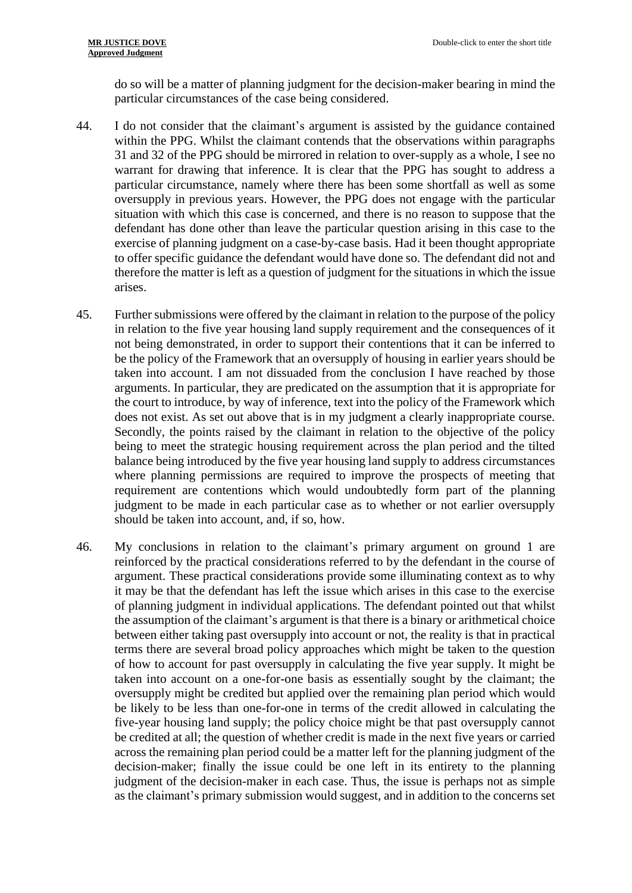do so will be a matter of planning judgment for the decision-maker bearing in mind the particular circumstances of the case being considered.

44. I do not consider that the claimant's argument is assisted by the guidance contained within the PPG. Whilst the claimant contends that the observations within paragraphs 31 and 32 of the PPG should be mirrored in relation to over-supply as a whole, I see no warrant for drawing that inference. It is clear that the PPG has sought to address a particular circumstance, namely where there has been some shortfall as well as some oversupply in previous years. However, the PPG does not engage with the particular situation with which this case is concerned, and there is no reason to suppose that the defendant has done other than leave the particular question arising in this case to the exercise of planning judgment on a case-by-case basis. Had it been thought appropriate to offer specific guidance the defendant would have done so. The defendant did not and therefore the matter is left as a question of judgment for the situations in which the issue arises.

45. Further submissions were offered by the claimant in relation to the purpose of the policy in relation to the five year housing land supply requirement and the consequences of it not being demonstrated, in order to support their contentions that it can be inferred to be the policy of the Framework that an oversupply of housing in earlier years should be taken into account. I am not dissuaded from the conclusion I have reached by those arguments. In particular, they are predicated on the assumption that it is appropriate for the court to introduce, by way of inference, text into the policy of the Framework which does not exist. As set out above that is in my judgment a clearly inappropriate course. Secondly, the points raised by the claimant in relation to the objective of the policy being to meet the strategic housing requirement across the plan period and the tilted balance being introduced by the five year housing land supply to address circumstances where planning permissions are required to improve the prospects of meeting that requirement are contentions which would undoubtedly form part of the planning judgment to be made in each particular case as to whether or not earlier oversupply should be taken into account, and, if so, how.

46. My conclusions in relation to the claimant's primary argument on ground 1 are reinforced by the practical considerations referred to by the defendant in the course of argument. These practical considerations provide some illuminating context as to why it may be that the defendant has left the issue which arises in this case to the exercise of planning judgment in individual applications. The defendant pointed out that whilst the assumption of the claimant's argument is that there is a binary or arithmetical choice between either taking past oversupply into account or not, the reality is that in practical terms there are several broad policy approaches which might be taken to the question of how to account for past oversupply in calculating the five year supply. It might be taken into account on a one-for-one basis as essentially sought by the claimant; the oversupply might be credited but applied over the remaining plan period which would be likely to be less than one-for-one in terms of the credit allowed in calculating the five-year housing land supply; the policy choice might be that past oversupply cannot be credited at all; the question of whether credit is made in the next five years or carried across the remaining plan period could be a matter left for the planning judgment of the decision-maker; finally the issue could be one left in its entirety to the planning judgment of the decision-maker in each case. Thus, the issue is perhaps not as simple as the claimant's primary submission would suggest, and in addition to the concerns set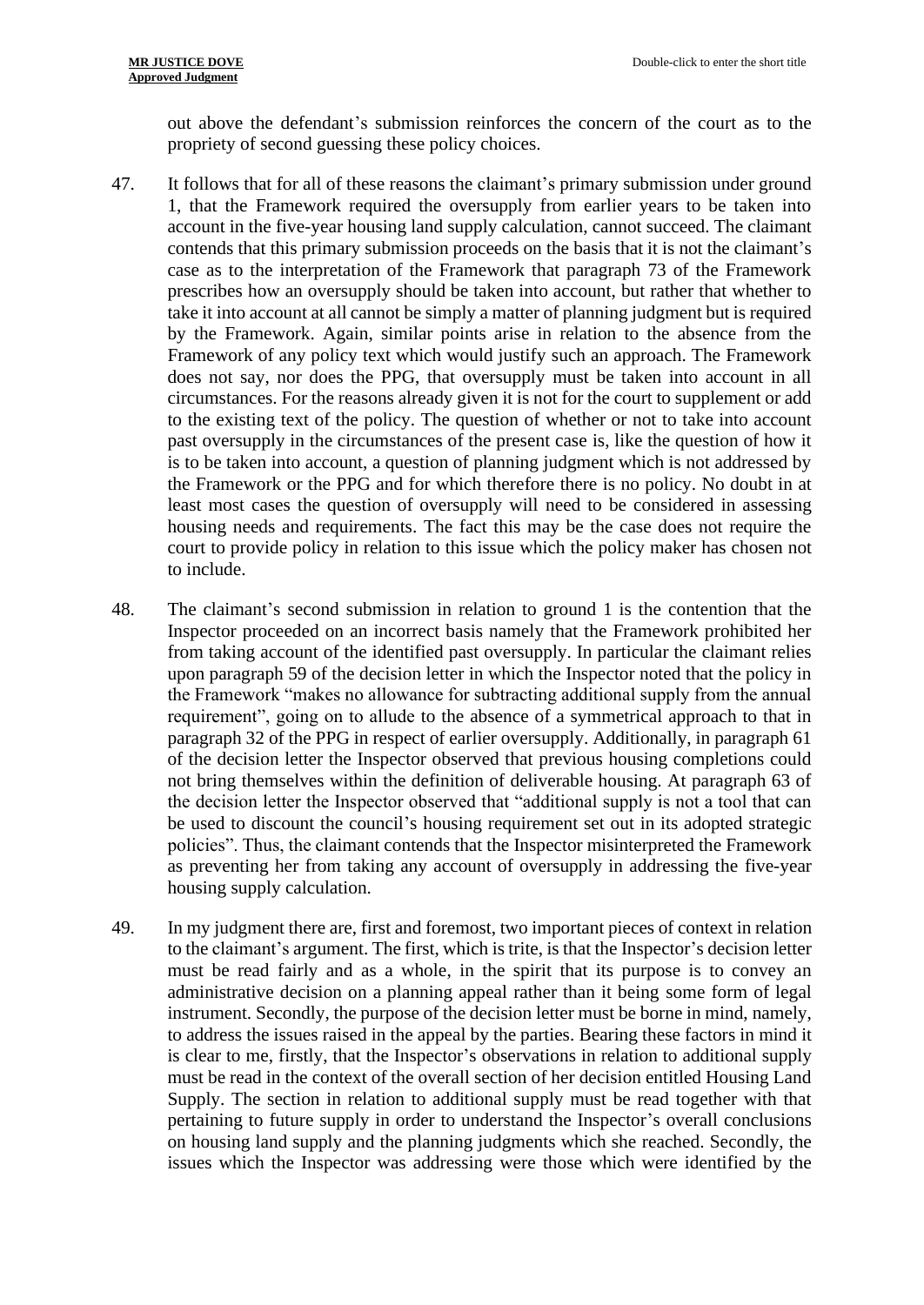out above the defendant's submission reinforces the concern of the court as to the propriety of second guessing these policy choices.

47. It follows that for all of these reasons the claimant's primary submission under ground 1, that the Framework required the oversupply from earlier years to be taken into account in the five-year housing land supply calculation, cannot succeed. The claimant contends that this primary submission proceeds on the basis that it is not the claimant's case as to the interpretation of the Framework that paragraph 73 of the Framework prescribes how an oversupply should be taken into account, but rather that whether to take it into account at all cannot be simply a matter of planning judgment but is required by the Framework. Again, similar points arise in relation to the absence from the Framework of any policy text which would justify such an approach. The Framework does not say, nor does the PPG, that oversupply must be taken into account in all circumstances. For the reasons already given it is not for the court to supplement or add to the existing text of the policy. The question of whether or not to take into account past oversupply in the circumstances of the present case is, like the question of how it is to be taken into account, a question of planning judgment which is not addressed by the Framework or the PPG and for which therefore there is no policy. No doubt in at least most cases the question of oversupply will need to be considered in assessing housing needs and requirements. The fact this may be the case does not require the court to provide policy in relation to this issue which the policy maker has chosen not to include.

48. The claimant's second submission in relation to ground 1 is the contention that the Inspector proceeded on an incorrect basis namely that the Framework prohibited her from taking account of the identified past oversupply. In particular the claimant relies upon paragraph 59 of the decision letter in which the Inspector noted that the policy in the Framework "makes no allowance for subtracting additional supply from the annual requirement", going on to allude to the absence of a symmetrical approach to that in paragraph 32 of the PPG in respect of earlier oversupply. Additionally, in paragraph 61 of the decision letter the Inspector observed that previous housing completions could not bring themselves within the definition of deliverable housing. At paragraph 63 of the decision letter the Inspector observed that "additional supply is not a tool that can be used to discount the council's housing requirement set out in its adopted strategic policies". Thus, the claimant contends that the Inspector misinterpreted the Framework as preventing her from taking any account of oversupply in addressing the five-year housing supply calculation.

49. In my judgment there are, first and foremost, two important pieces of context in relation to the claimant's argument. The first, which is trite, is that the Inspector's decision letter must be read fairly and as a whole, in the spirit that its purpose is to convey an administrative decision on a planning appeal rather than it being some form of legal instrument. Secondly, the purpose of the decision letter must be borne in mind, namely, to address the issues raised in the appeal by the parties. Bearing these factors in mind it is clear to me, firstly, that the Inspector's observations in relation to additional supply must be read in the context of the overall section of her decision entitled Housing Land Supply. The section in relation to additional supply must be read together with that pertaining to future supply in order to understand the Inspector's overall conclusions on housing land supply and the planning judgments which she reached. Secondly, the issues which the Inspector was addressing were those which were identified by the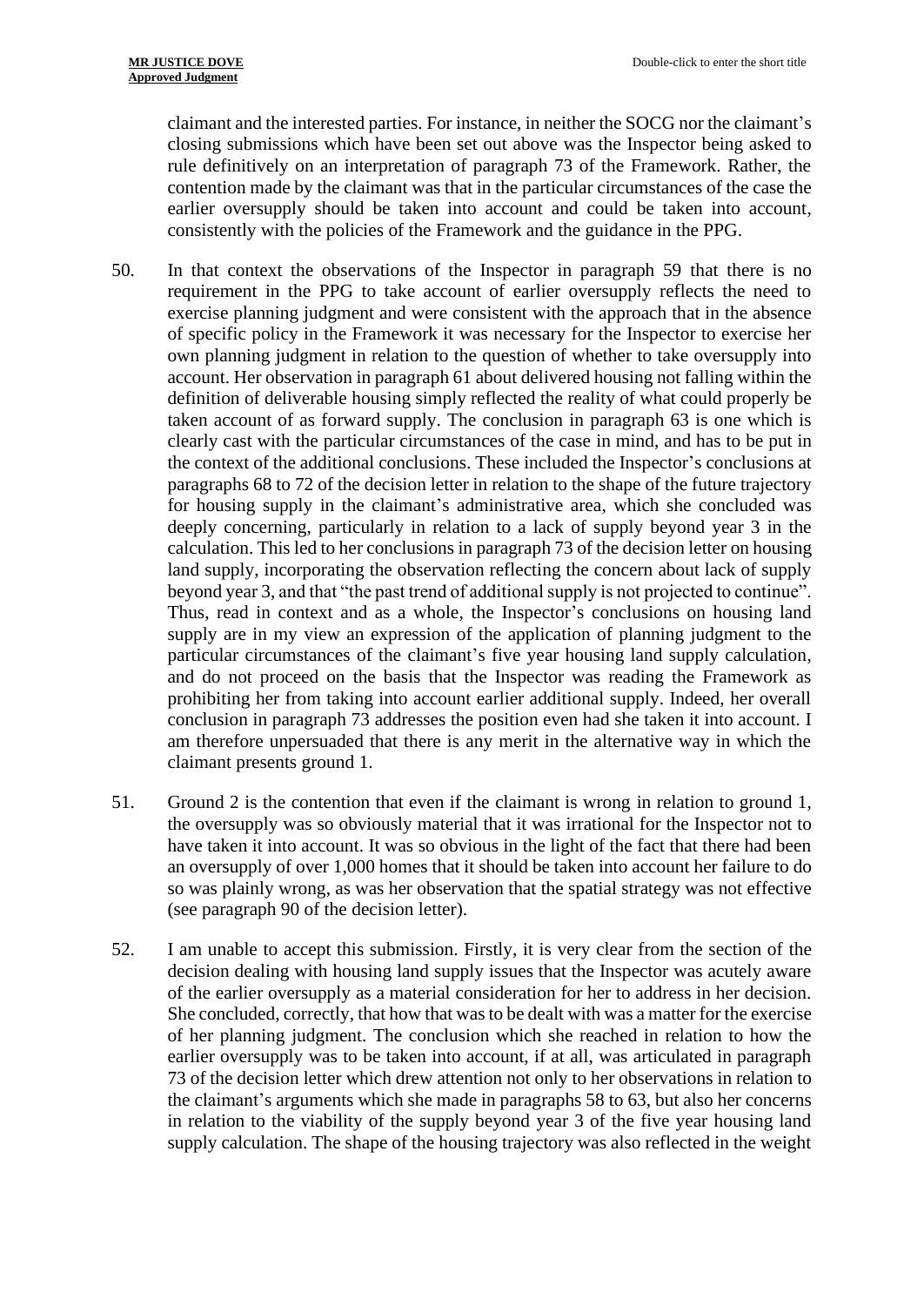claimant and the interested parties. For instance, in neither the SOCG nor the claimant's closing submissions which have been set out above was the Inspector being asked to rule definitively on an interpretation of paragraph 73 of the Framework. Rather, the contention made by the claimant was that in the particular circumstances of the case the earlier oversupply should be taken into account and could be taken into account, consistently with the policies of the Framework and the guidance in the PPG.

50. In that context the observations of the Inspector in paragraph 59 that there is no requirement in the PPG to take account of earlier oversupply reflects the need to exercise planning judgment and were consistent with the approach that in the absence of specific policy in the Framework it was necessary for the Inspector to exercise her own planning judgment in relation to the question of whether to take oversupply into account. Her observation in paragraph 61 about delivered housing not falling within the definition of deliverable housing simply reflected the reality of what could properly be taken account of as forward supply. The conclusion in paragraph 63 is one which is clearly cast with the particular circumstances of the case in mind, and has to be put in the context of the additional conclusions. These included the Inspector's conclusions at paragraphs 68 to 72 of the decision letter in relation to the shape of the future trajectory for housing supply in the claimant's administrative area, which she concluded was deeply concerning, particularly in relation to a lack of supply beyond year 3 in the calculation. This led to her conclusions in paragraph 73 of the decision letter on housing land supply, incorporating the observation reflecting the concern about lack of supply beyond year 3, and that "the past trend of additional supply is not projected to continue". Thus, read in context and as a whole, the Inspector's conclusions on housing land supply are in my view an expression of the application of planning judgment to the particular circumstances of the claimant's five year housing land supply calculation, and do not proceed on the basis that the Inspector was reading the Framework as prohibiting her from taking into account earlier additional supply. Indeed, her overall conclusion in paragraph 73 addresses the position even had she taken it into account. I am therefore unpersuaded that there is any merit in the alternative way in which the claimant presents ground 1.

51. Ground 2 is the contention that even if the claimant is wrong in relation to ground 1, the oversupply was so obviously material that it was irrational for the Inspector not to have taken it into account. It was so obvious in the light of the fact that there had been an oversupply of over 1,000 homes that it should be taken into account her failure to do so was plainly wrong, as was her observation that the spatial strategy was not effective (see paragraph 90 of the decision letter).

52. I am unable to accept this submission. Firstly, it is very clear from the section of the decision dealing with housing land supply issues that the Inspector was acutely aware of the earlier oversupply as a material consideration for her to address in her decision. She concluded, correctly, that how that was to be dealt with was a matter for the exercise of her planning judgment. The conclusion which she reached in relation to how the earlier oversupply was to be taken into account, if at all, was articulated in paragraph 73 of the decision letter which drew attention not only to her observations in relation to the claimant's arguments which she made in paragraphs 58 to 63, but also her concerns in relation to the viability of the supply beyond year 3 of the five year housing land supply calculation. The shape of the housing trajectory was also reflected in the weight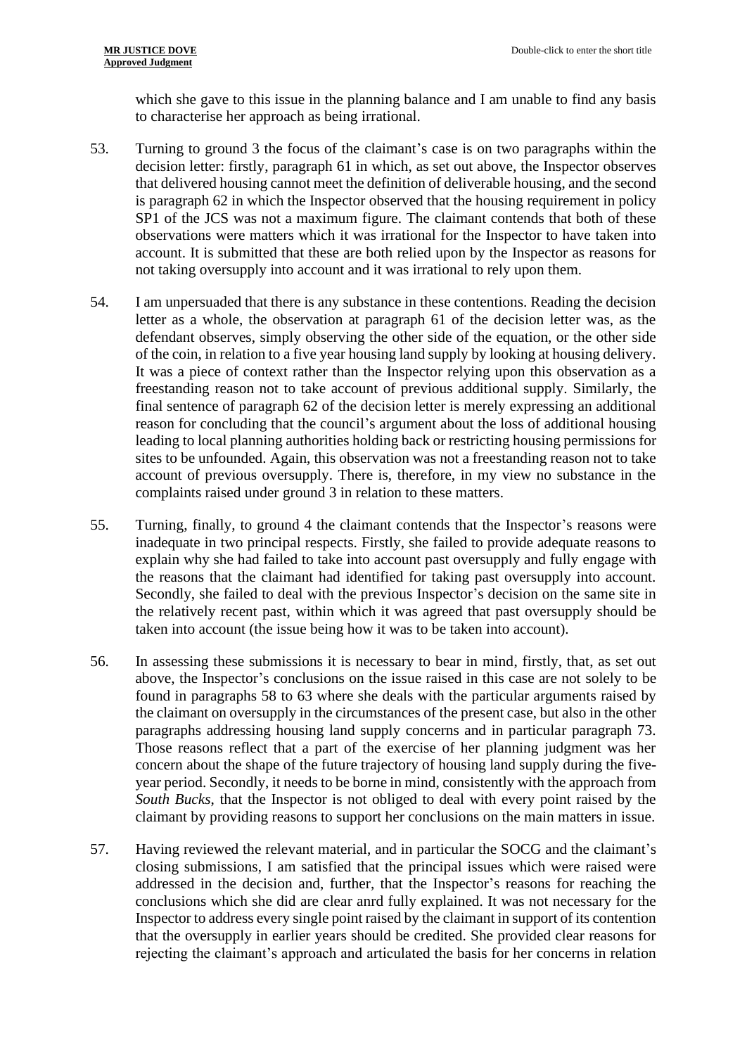which she gave to this issue in the planning balance and I am unable to find any basis to characterise her approach as being irrational.

53. Turning to ground 3 the focus of the claimant's case is on two paragraphs within the decision letter: firstly, paragraph 61 in which, as set out above, the Inspector observes that delivered housing cannot meet the definition of deliverable housing, and the second is paragraph 62 in which the Inspector observed that the housing requirement in policy SP1 of the JCS was not a maximum figure. The claimant contends that both of these observations were matters which it was irrational for the Inspector to have taken into account. It is submitted that these are both relied upon by the Inspector as reasons for not taking oversupply into account and it was irrational to rely upon them.

54. I am unpersuaded that there is any substance in these contentions. Reading the decision letter as a whole, the observation at paragraph 61 of the decision letter was, as the defendant observes, simply observing the other side of the equation, or the other side of the coin, in relation to a five year housing land supply by looking at housing delivery. It was a piece of context rather than the Inspector relying upon this observation as a freestanding reason not to take account of previous additional supply. Similarly, the final sentence of paragraph 62 of the decision letter is merely expressing an additional reason for concluding that the council's argument about the loss of additional housing leading to local planning authorities holding back or restricting housing permissions for sites to be unfounded. Again, this observation was not a freestanding reason not to take account of previous oversupply. There is, therefore, in my view no substance in the complaints raised under ground 3 in relation to these matters.

55. Turning, finally, to ground 4 the claimant contends that the Inspector's reasons were inadequate in two principal respects. Firstly, she failed to provide adequate reasons to explain why she had failed to take into account past oversupply and fully engage with the reasons that the claimant had identified for taking past oversupply into account. Secondly, she failed to deal with the previous Inspector's decision on the same site in the relatively recent past, within which it was agreed that past oversupply should be taken into account (the issue being how it was to be taken into account).

56. In assessing these submissions it is necessary to bear in mind, firstly, that, as set out above, the Inspector's conclusions on the issue raised in this case are not solely to be found in paragraphs 58 to 63 where she deals with the particular arguments raised by the claimant on oversupply in the circumstances of the present case, but also in the other paragraphs addressing housing land supply concerns and in particular paragraph 73. Those reasons reflect that a part of the exercise of her planning judgment was her concern about the shape of the future trajectory of housing land supply during the five-year period. Secondly, it needs to be borne in mind, consistently with the approach from *South Bucks*, that the Inspector is not obliged to deal with every point raised by the claimant by providing reasons to support her conclusions on the main matters in issue.

57. Having reviewed the relevant material, and in particular the SOCG and the claimant's closing submissions, I am satisfied that the principal issues which were raised were addressed in the decision and, further, that the Inspector's reasons for reaching the conclusions which she did are clear anrd fully explained. It was not necessary for the Inspector to address every single point raised by the claimant in support of its contention that the oversupply in earlier years should be credited. She provided clear reasons for rejecting the claimant's approach and articulated the basis for her concerns in relation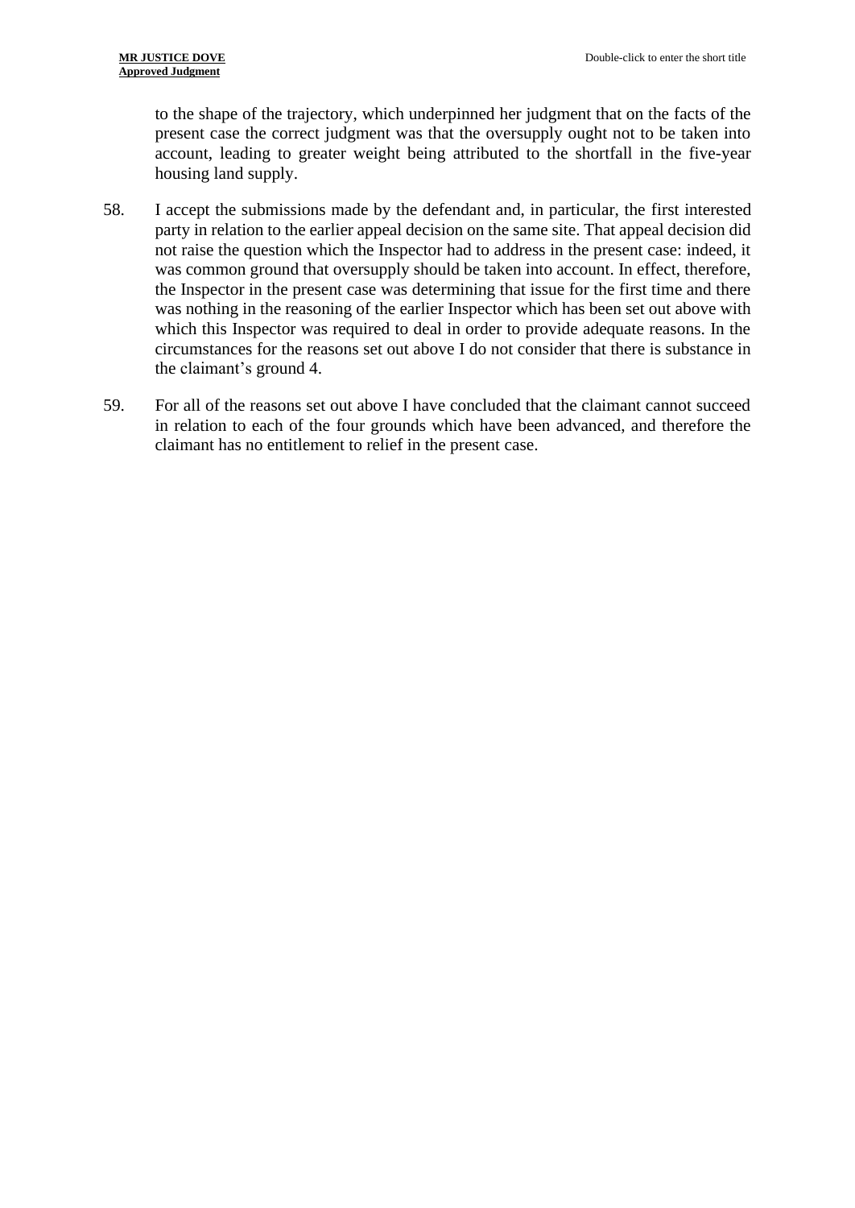to the shape of the trajectory, which underpinned her judgment that on the facts of the present case the correct judgment was that the oversupply ought not to be taken into account, leading to greater weight being attributed to the shortfall in the five-year housing land supply.

58. I accept the submissions made by the defendant and, in particular, the first interested party in relation to the earlier appeal decision on the same site. That appeal decision did not raise the question which the Inspector had to address in the present case: indeed, it was common ground that oversupply should be taken into account. In effect, therefore, the Inspector in the present case was determining that issue for the first time and there was nothing in the reasoning of the earlier Inspector which has been set out above with which this Inspector was required to deal in order to provide adequate reasons. In the circumstances for the reasons set out above I do not consider that there is substance in the claimant's ground 4.

59. For all of the reasons set out above I have concluded that the claimant cannot succeed in relation to each of the four grounds which have been advanced, and therefore the claimant has no entitlement to relief in the present case.